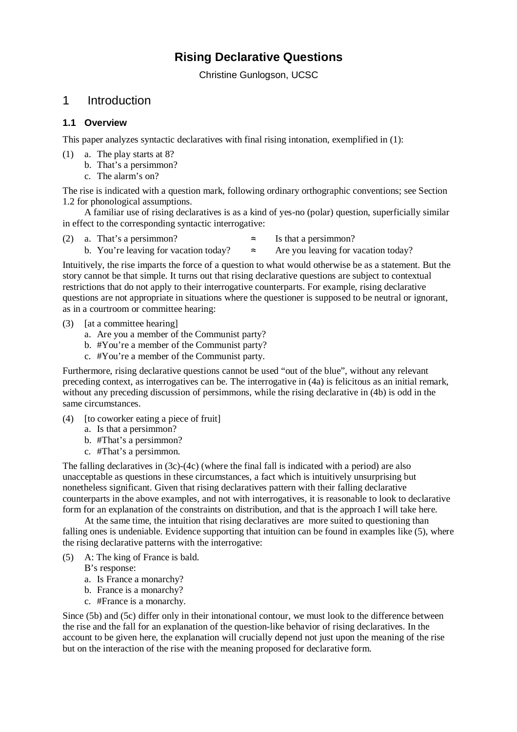# Rising Declarative Questions

Christine Gunlogson, UCSC

## 1 Introduction

### 1.1 Overview

This paper analyzes syntactic declaratives with final rising intonation, exemplified in (1):

(1) a. The play starts at 8?
 b. That's a persimmon?
 c. The alarm's on?

The rise is indicated with a question mark, following ordinary orthographic conventions; see Section 1.2 for phonological assumptions.

A familiar use of rising declaratives is as a kind of yes-no (polar) question, superficially similar in effect to the corresponding syntactic interrogative:

(2) a. That's a persimmon? ≈ Is that a persimmon?
 b. You're leaving for vacation today? ≈ Are you leaving for vacation today?

Intuitively, the rise imparts the force of a question to what would otherwise be as a statement. But the story cannot be that simple. It turns out that rising declarative questions are subject to contextual restrictions that do not apply to their interrogative counterparts. For example, rising declarative questions are not appropriate in situations where the questioner is supposed to be neutral or ignorant, as in a courtroom or committee hearing:

(3) [at a committee hearing]
 a. Are you a member of the Communist party?
 b. #You're a member of the Communist party?
 c. #You're a member of the Communist party.

Furthermore, rising declarative questions cannot be used "out of the blue", without any relevant preceding context, as interrogatives can be. The interrogative in (4a) is felicitous as an initial remark, without any preceding discussion of persimmons, while the rising declarative in (4b) is odd in the same circumstances.

(4) [to coworker eating a piece of fruit]
 a. Is that a persimmon?
 b. #That's a persimmon?
 c. #That's a persimmon.

The falling declaratives in (3c)-(4c) (where the final fall is indicated with a period) are also unacceptable as questions in these circumstances, a fact which is intuitively unsurprising but nonetheless significant. Given that rising declaratives pattern with their falling declarative counterparts in the above examples, and not with interrogatives, it is reasonable to look to declarative form for an explanation of the constraints on distribution, and that is the approach I will take here.

At the same time, the intuition that rising declaratives are more suited to questioning than falling ones is undeniable. Evidence supporting that intuition can be found in examples like (5), where the rising declarative patterns with the interrogative:

(5) A: The king of France is bald.
 B's response:
 a. Is France a monarchy?
 b. France is a monarchy?
 c. #France is a monarchy.

Since (5b) and (5c) differ only in their intonational contour, we must look to the difference between the rise and the fall for an explanation of the question-like behavior of rising declaratives. In the account to be given here, the explanation will crucially depend not just upon the meaning of the rise but on the interaction of the rise with the meaning proposed for declarative form.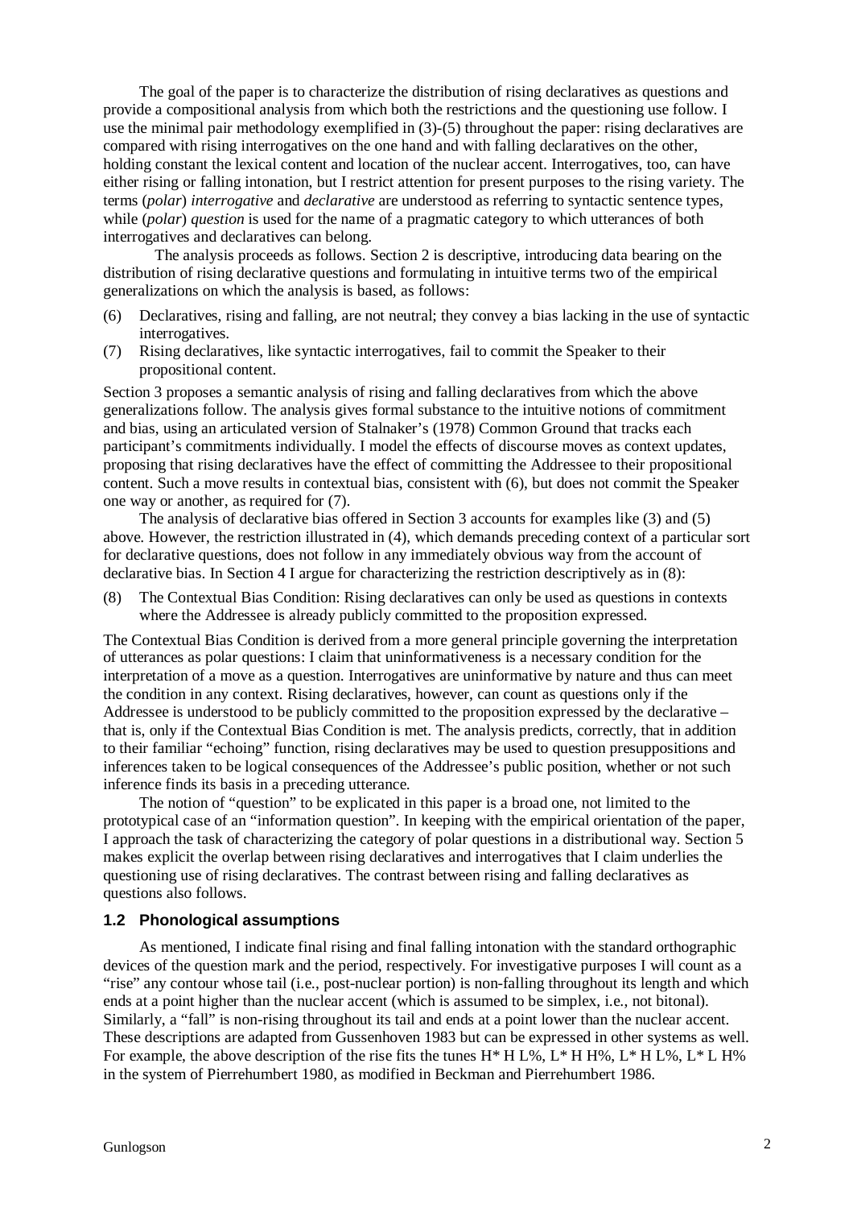The goal of the paper is to characterize the distribution of rising declaratives as questions and provide a compositional analysis from which both the restrictions and the questioning use follow. I use the minimal pair methodology exemplified in (3)-(5) throughout the paper: rising declaratives are compared with rising interrogatives on the one hand and with falling declaratives on the other, holding constant the lexical content and location of the nuclear accent. Interrogatives, too, can have either rising or falling intonation, but I restrict attention for present purposes to the rising variety. The terms (*polar*) *interrogative* and *declarative* are understood as referring to syntactic sentence types, while (*polar*) *question* is used for the name of a pragmatic category to which utterances of both interrogatives and declaratives can belong.

The analysis proceeds as follows. Section 2 is descriptive, introducing data bearing on the distribution of rising declarative questions and formulating in intuitive terms two of the empirical generalizations on which the analysis is based, as follows:

(6) Declaratives, rising and falling, are not neutral; they convey a bias lacking in the use of syntactic interrogatives.

(7) Rising declaratives, like syntactic interrogatives, fail to commit the Speaker to their propositional content.

Section 3 proposes a semantic analysis of rising and falling declaratives from which the above generalizations follow. The analysis gives formal substance to the intuitive notions of commitment and bias, using an articulated version of Stalnaker's (1978) Common Ground that tracks each participant's commitments individually. I model the effects of discourse moves as context updates, proposing that rising declaratives have the effect of committing the Addressee to their propositional content. Such a move results in contextual bias, consistent with (6), but does not commit the Speaker one way or another, as required for (7).

The analysis of declarative bias offered in Section 3 accounts for examples like (3) and (5) above. However, the restriction illustrated in (4), which demands preceding context of a particular sort for declarative questions, does not follow in any immediately obvious way from the account of declarative bias. In Section 4 I argue for characterizing the restriction descriptively as in (8):

(8) The Contextual Bias Condition: Rising declaratives can only be used as questions in contexts where the Addressee is already publicly committed to the proposition expressed.

The Contextual Bias Condition is derived from a more general principle governing the interpretation of utterances as polar questions: I claim that uninformativeness is a necessary condition for the interpretation of a move as a question. Interrogatives are uninformative by nature and thus can meet the condition in any context. Rising declaratives, however, can count as questions only if the Addressee is understood to be publicly committed to the proposition expressed by the declarative – that is, only if the Contextual Bias Condition is met. The analysis predicts, correctly, that in addition to their familiar "echoing" function, rising declaratives may be used to question presuppositions and inferences taken to be logical consequences of the Addressee's public position, whether or not such inference finds its basis in a preceding utterance.

The notion of "question" to be explicated in this paper is a broad one, not limited to the prototypical case of an "information question". In keeping with the empirical orientation of the paper, I approach the task of characterizing the category of polar questions in a distributional way. Section 5 makes explicit the overlap between rising declaratives and interrogatives that I claim underlies the questioning use of rising declaratives. The contrast between rising and falling declaratives as questions also follows.

### 1.2 Phonological assumptions

As mentioned, I indicate final rising and final falling intonation with the standard orthographic devices of the question mark and the period, respectively. For investigative purposes I will count as a "rise" any contour whose tail (i.e., post-nuclear portion) is non-falling throughout its length and which ends at a point higher than the nuclear accent (which is assumed to be simplex, i.e., not bitonal). Similarly, a "fall" is non-rising throughout its tail and ends at a point lower than the nuclear accent. These descriptions are adapted from Gussenhoven 1983 but can be expressed in other systems as well. For example, the above description of the rise fits the tunes H* H L%, L* H H%, L* H L%, L* L H% in the system of Pierrehumbert 1980, as modified in Beckman and Pierrehumbert 1986.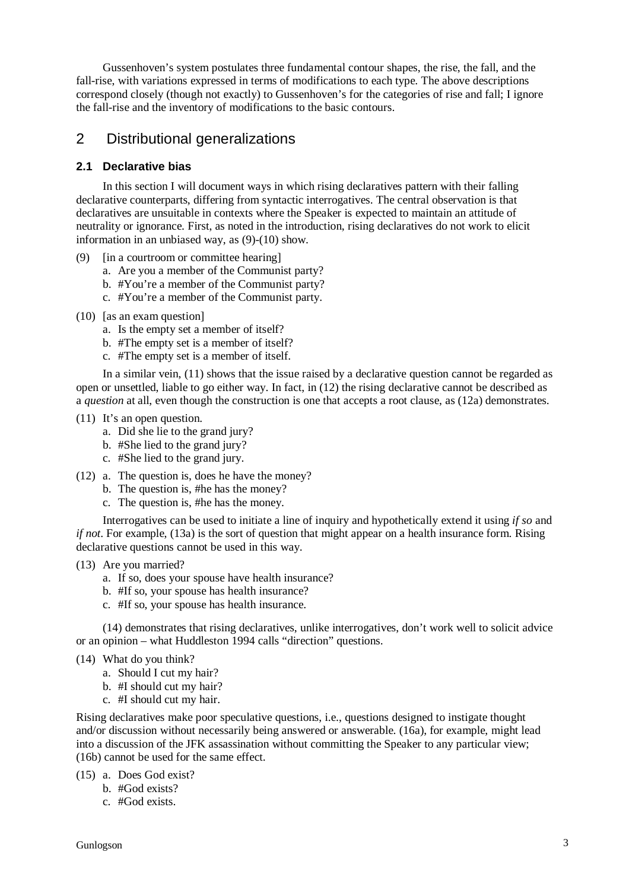Gussenhoven's system postulates three fundamental contour shapes, the rise, the fall, and the fall-rise, with variations expressed in terms of modifications to each type. The above descriptions correspond closely (though not exactly) to Gussenhoven's for the categories of rise and fall; I ignore the fall-rise and the inventory of modifications to the basic contours.

## 2 Distributional generalizations

### 2.1 Declarative bias

In this section I will document ways in which rising declaratives pattern with their falling declarative counterparts, differing from syntactic interrogatives. The central observation is that declaratives are unsuitable in contexts where the Speaker is expected to maintain an attitude of neutrality or ignorance. First, as noted in the introduction, rising declaratives do not work to elicit information in an unbiased way, as (9)-(10) show.

(9) [in a courtroom or committee hearing]
  a. Are you a member of the Communist party?
  b. #You're a member of the Communist party?
  c. #You're a member of the Communist party.

(10) [as an exam question]
  a. Is the empty set a member of itself?
  b. #The empty set is a member of itself?
  c. #The empty set is a member of itself.

In a similar vein, (11) shows that the issue raised by a declarative question cannot be regarded as open or unsettled, liable to go either way. In fact, in (12) the rising declarative cannot be described as a *question* at all, even though the construction is one that accepts a root clause, as (12a) demonstrates.

(11) It's an open question.
  a. Did she lie to the grand jury?
  b. #She lied to the grand jury?
  c. #She lied to the grand jury.

(12) a. The question is, does he have the money?
  b. The question is, #he has the money?
  c. The question is, #he has the money.

Interrogatives can be used to initiate a line of inquiry and hypothetically extend it using *if so* and *if not*. For example, (13a) is the sort of question that might appear on a health insurance form. Rising declarative questions cannot be used in this way.

(13) Are you married?
  a. If so, does your spouse have health insurance?
  b. #If so, your spouse has health insurance?
  c. #If so, your spouse has health insurance.

(14) demonstrates that rising declaratives, unlike interrogatives, don't work well to solicit advice or an opinion – what Huddleston 1994 calls "direction" questions.

(14) What do you think?
  a. Should I cut my hair?
  b. #I should cut my hair?
  c. #I should cut my hair.

Rising declaratives make poor speculative questions, i.e., questions designed to instigate thought and/or discussion without necessarily being answered or answerable. (16a), for example, might lead into a discussion of the JFK assassination without committing the Speaker to any particular view; (16b) cannot be used for the same effect.

(15) a. Does God exist?
  b. #God exists?
  c. #God exists.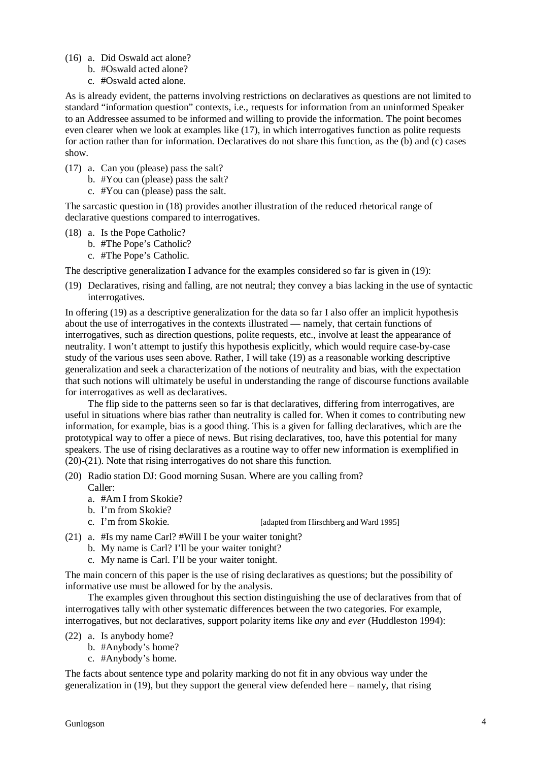(16) a. Did Oswald act alone?
     b. #Oswald acted alone?
     c. #Oswald acted alone.

As is already evident, the patterns involving restrictions on declaratives as questions are not limited to standard "information question" contexts, i.e., requests for information from an uninformed Speaker to an Addressee assumed to be informed and willing to provide the information. The point becomes even clearer when we look at examples like (17), in which interrogatives function as polite requests for action rather than for information. Declaratives do not share this function, as the (b) and (c) cases show.

(17) a. Can you (please) pass the salt?
     b. #You can (please) pass the salt?
     c. #You can (please) pass the salt.

The sarcastic question in (18) provides another illustration of the reduced rhetorical range of declarative questions compared to interrogatives.

(18) a. Is the Pope Catholic?
     b. #The Pope's Catholic?
     c. #The Pope's Catholic.

The descriptive generalization I advance for the examples considered so far is given in (19):

(19) Declaratives, rising and falling, are not neutral; they convey a bias lacking in the use of syntactic interrogatives.

In offering (19) as a descriptive generalization for the data so far I also offer an implicit hypothesis about the use of interrogatives in the contexts illustrated — namely, that certain functions of interrogatives, such as direction questions, polite requests, etc., involve at least the appearance of neutrality. I won't attempt to justify this hypothesis explicitly, which would require case-by-case study of the various uses seen above. Rather, I will take (19) as a reasonable working descriptive generalization and seek a characterization of the notions of neutrality and bias, with the expectation that such notions will ultimately be useful in understanding the range of discourse functions available for interrogatives as well as declaratives.

The flip side to the patterns seen so far is that declaratives, differing from interrogatives, are useful in situations where bias rather than neutrality is called for. When it comes to contributing new information, for example, bias is a good thing. This is a given for falling declaratives, which are the prototypical way to offer a piece of news. But rising declaratives, too, have this potential for many speakers. The use of rising declaratives as a routine way to offer new information is exemplified in (20)-(21). Note that rising interrogatives do not share this function.

(20) Radio station DJ: Good morning Susan. Where are you calling from?
     Caller:
     a. #Am I from Skokie?
     b. I'm from Skokie?
     c. I'm from Skokie. [adapted from Hirschberg and Ward 1995]

(21) a. #Is my name Carl? #Will I be your waiter tonight?
     b. My name is Carl? I'll be your waiter tonight?
     c. My name is Carl. I'll be your waiter tonight.

The main concern of this paper is the use of rising declaratives as questions; but the possibility of informative use must be allowed for by the analysis.

The examples given throughout this section distinguishing the use of declaratives from that of interrogatives tally with other systematic differences between the two categories. For example, interrogatives, but not declaratives, support polarity items like *any* and *ever* (Huddleston 1994):

(22) a. Is anybody home?
     b. #Anybody's home?
     c. #Anybody's home.

The facts about sentence type and polarity marking do not fit in any obvious way under the generalization in (19), but they support the general view defended here – namely, that rising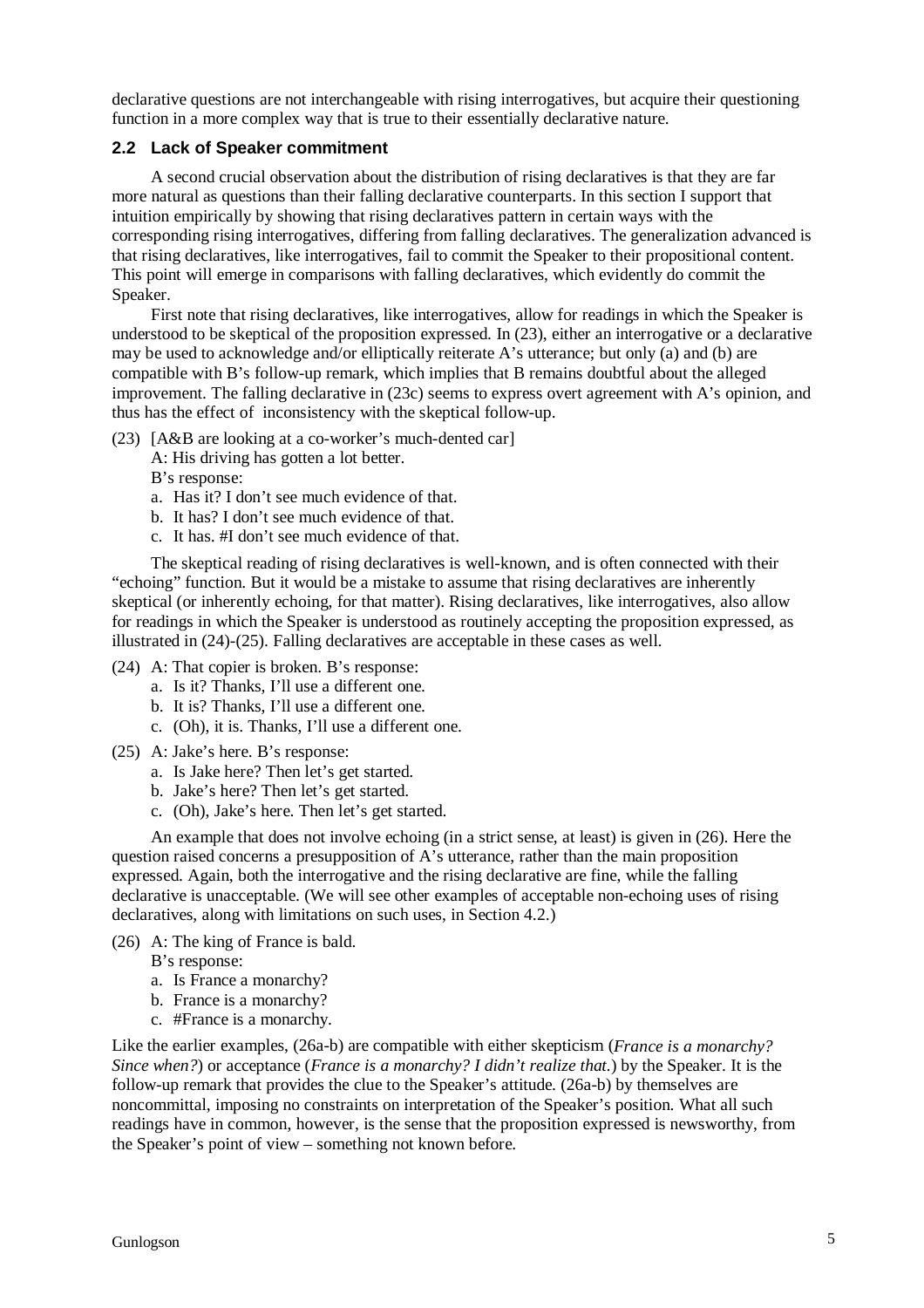declarative questions are not interchangeable with rising interrogatives, but acquire their questioning function in a more complex way that is true to their essentially declarative nature.

## 2.2 Lack of Speaker commitment

A second crucial observation about the distribution of rising declaratives is that they are far more natural as questions than their falling declarative counterparts. In this section I support that intuition empirically by showing that rising declaratives pattern in certain ways with the corresponding rising interrogatives, differing from falling declaratives. The generalization advanced is that rising declaratives, like interrogatives, fail to commit the Speaker to their propositional content. This point will emerge in comparisons with falling declaratives, which evidently do commit the Speaker.

First note that rising declaratives, like interrogatives, allow for readings in which the Speaker is understood to be skeptical of the proposition expressed. In (23), either an interrogative or a declarative may be used to acknowledge and/or elliptically reiterate A's utterance; but only (a) and (b) are compatible with B's follow-up remark, which implies that B remains doubtful about the alleged improvement. The falling declarative in (23c) seems to express overt agreement with A's opinion, and thus has the effect of inconsistency with the skeptical follow-up.

(23) [A&B are looking at a co-worker's much-dented car]
A: His driving has gotten a lot better.
B's response:
a. Has it? I don't see much evidence of that.
b. It has? I don't see much evidence of that.
c. It has. #I don't see much evidence of that.

The skeptical reading of rising declaratives is well-known, and is often connected with their "echoing" function. But it would be a mistake to assume that rising declaratives are inherently skeptical (or inherently echoing, for that matter). Rising declaratives, like interrogatives, also allow for readings in which the Speaker is understood as routinely accepting the proposition expressed, as illustrated in (24)-(25). Falling declaratives are acceptable in these cases as well.

(24) A: That copier is broken. B's response:
a. Is it? Thanks, I'll use a different one.
b. It is? Thanks, I'll use a different one.
c. (Oh), it is. Thanks, I'll use a different one.

(25) A: Jake's here. B's response:
a. Is Jake here? Then let's get started.
b. Jake's here? Then let's get started.
c. (Oh), Jake's here. Then let's get started.

An example that does not involve echoing (in a strict sense, at least) is given in (26). Here the question raised concerns a presupposition of A's utterance, rather than the main proposition expressed. Again, both the interrogative and the rising declarative are fine, while the falling declarative is unacceptable. (We will see other examples of acceptable non-echoing uses of rising declaratives, along with limitations on such uses, in Section 4.2.)

(26) A: The king of France is bald.
B's response:
a. Is France a monarchy?
b. France is a monarchy?
c. #France is a monarchy.

Like the earlier examples, (26a-b) are compatible with either skepticism (*France is a monarchy? Since when?*) or acceptance (*France is a monarchy? I didn't realize that.*) by the Speaker. It is the follow-up remark that provides the clue to the Speaker's attitude. (26a-b) by themselves are noncommittal, imposing no constraints on interpretation of the Speaker's position. What all such readings have in common, however, is the sense that the proposition expressed is newsworthy, from the Speaker's point of view – something not known before.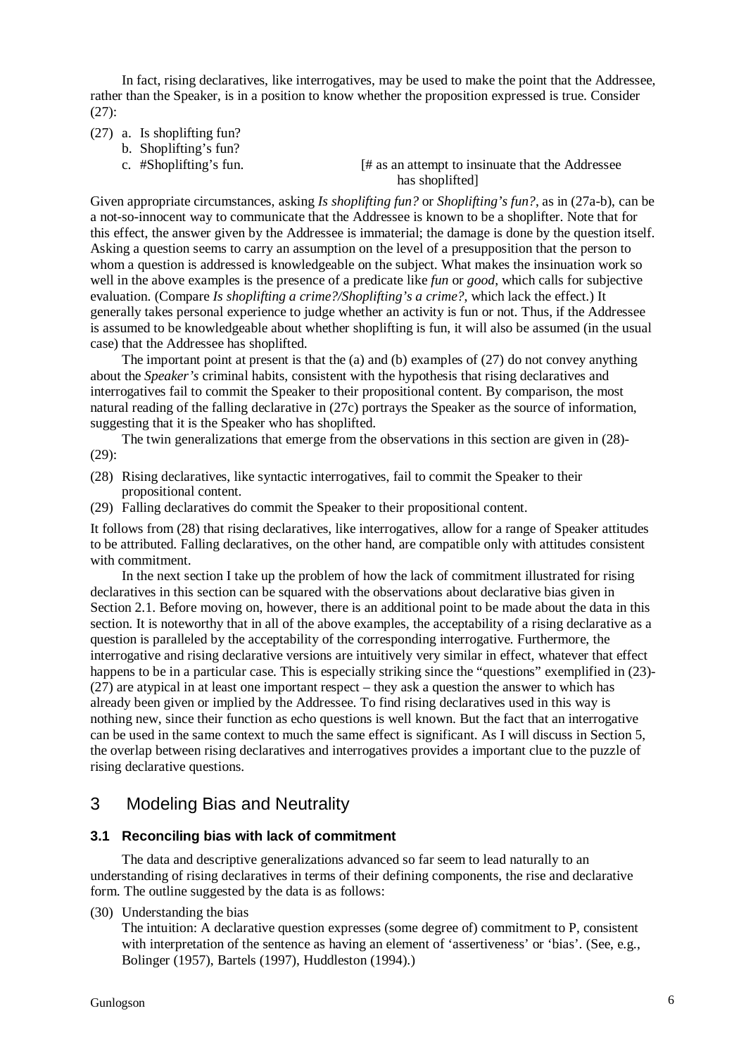In fact, rising declaratives, like interrogatives, may be used to make the point that the Addressee, rather than the Speaker, is in a position to know whether the proposition expressed is true. Consider (27):

(27) a. Is shoplifting fun?
  b. Shoplifting's fun?
  c. #Shoplifting's fun.   [# as an attempt to insinuate that the Addressee has shoplifted]

Given appropriate circumstances, asking *Is shoplifting fun?* or *Shoplifting's fun?*, as in (27a-b), can be a not-so-innocent way to communicate that the Addressee is known to be a shoplifter. Note that for this effect, the answer given by the Addressee is immaterial; the damage is done by the question itself. Asking a question seems to carry an assumption on the level of a presupposition that the person to whom a question is addressed is knowledgeable on the subject. What makes the insinuation work so well in the above examples is the presence of a predicate like *fun* or *good*, which calls for subjective evaluation. (Compare *Is shoplifting a crime?/Shoplifting's a crime?*, which lack the effect.) It generally takes personal experience to judge whether an activity is fun or not. Thus, if the Addressee is assumed to be knowledgeable about whether shoplifting is fun, it will also be assumed (in the usual case) that the Addressee has shoplifted.

The important point at present is that the (a) and (b) examples of (27) do not convey anything about the *Speaker's* criminal habits, consistent with the hypothesis that rising declaratives and interrogatives fail to commit the Speaker to their propositional content. By comparison, the most natural reading of the falling declarative in (27c) portrays the Speaker as the source of information, suggesting that it is the Speaker who has shoplifted.

The twin generalizations that emerge from the observations in this section are given in (28)-(29):

(28) Rising declaratives, like syntactic interrogatives, fail to commit the Speaker to their propositional content.

(29) Falling declaratives do commit the Speaker to their propositional content.

It follows from (28) that rising declaratives, like interrogatives, allow for a range of Speaker attitudes to be attributed. Falling declaratives, on the other hand, are compatible only with attitudes consistent with commitment.

In the next section I take up the problem of how the lack of commitment illustrated for rising declaratives in this section can be squared with the observations about declarative bias given in Section 2.1. Before moving on, however, there is an additional point to be made about the data in this section. It is noteworthy that in all of the above examples, the acceptability of a rising declarative as a question is paralleled by the acceptability of the corresponding interrogative. Furthermore, the interrogative and rising declarative versions are intuitively very similar in effect, whatever that effect happens to be in a particular case. This is especially striking since the "questions" exemplified in (23)-(27) are atypical in at least one important respect – they ask a question the answer to which has already been given or implied by the Addressee. To find rising declaratives used in this way is nothing new, since their function as echo questions is well known. But the fact that an interrogative can be used in the same context to much the same effect is significant. As I will discuss in Section 5, the overlap between rising declaratives and interrogatives provides a important clue to the puzzle of rising declarative questions.

# 3 Modeling Bias and Neutrality

## 3.1 Reconciling bias with lack of commitment

The data and descriptive generalizations advanced so far seem to lead naturally to an understanding of rising declaratives in terms of their defining components, the rise and declarative form. The outline suggested by the data is as follows:

(30) Understanding the bias
The intuition: A declarative question expresses (some degree of) commitment to P, consistent with interpretation of the sentence as having an element of 'assertiveness' or 'bias'. (See, e.g., Bolinger (1957), Bartels (1997), Huddleston (1994).)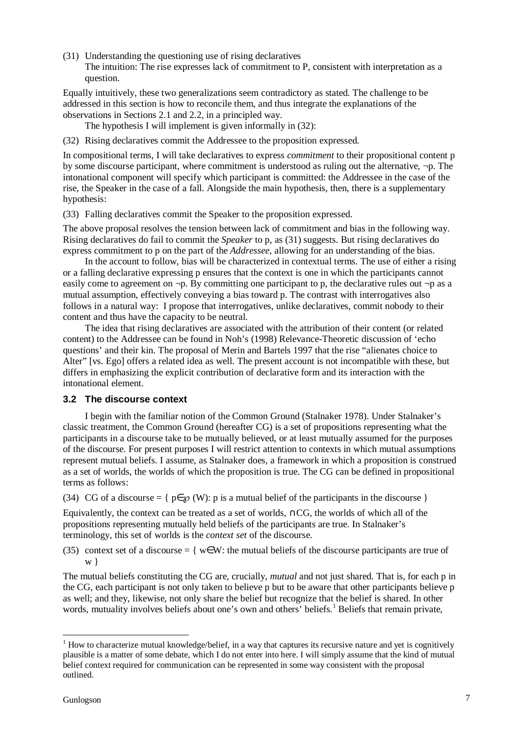(31) Understanding the questioning use of rising declaratives
The intuition: The rise expresses lack of commitment to P, consistent with interpretation as a question.

Equally intuitively, these two generalizations seem contradictory as stated. The challenge to be addressed in this section is how to reconcile them, and thus integrate the explanations of the observations in Sections 2.1 and 2.2, in a principled way.

The hypothesis I will implement is given informally in (32):

(32) Rising declaratives commit the Addressee to the proposition expressed.

In compositional terms, I will take declaratives to express *commitment* to their propositional content p by some discourse participant, where commitment is understood as ruling out the alternative, ¬p. The intonational component will specify which participant is committed: the Addressee in the case of the rise, the Speaker in the case of a fall. Alongside the main hypothesis, then, there is a supplementary hypothesis:

(33) Falling declaratives commit the Speaker to the proposition expressed.

The above proposal resolves the tension between lack of commitment and bias in the following way. Rising declaratives do fail to commit the *Speaker* to p, as (31) suggests. But rising declaratives do express commitment to p on the part of the *Addressee*, allowing for an understanding of the bias.

In the account to follow, bias will be characterized in contextual terms. The use of either a rising or a falling declarative expressing p ensures that the context is one in which the participants cannot easily come to agreement on ¬p. By committing one participant to p, the declarative rules out ¬p as a mutual assumption, effectively conveying a bias toward p. The contrast with interrogatives also follows in a natural way: I propose that interrogatives, unlike declaratives, commit nobody to their content and thus have the capacity to be neutral.

The idea that rising declaratives are associated with the attribution of their content (or related content) to the Addressee can be found in Noh's (1998) Relevance-Theoretic discussion of 'echo questions' and their kin. The proposal of Merin and Bartels 1997 that the rise "alienates choice to Alter" [vs. Ego] offers a related idea as well. The present account is not incompatible with these, but differs in emphasizing the explicit contribution of declarative form and its interaction with the intonational element.

### 3.2 The discourse context

I begin with the familiar notion of the Common Ground (Stalnaker 1978). Under Stalnaker's classic treatment, the Common Ground (hereafter CG) is a set of propositions representing what the participants in a discourse take to be mutually believed, or at least mutually assumed for the purposes of the discourse. For present purposes I will restrict attention to contexts in which mutual assumptions represent mutual beliefs. I assume, as Stalnaker does, a framework in which a proposition is construed as a set of worlds, the worlds of which the proposition is true. The CG can be defined in propositional terms as follows:

(34) CG of a discourse = $\{ p \in \wp(W)$: p is a mutual belief of the participants in the discourse $\}$

Equivalently, the context can be treated as a set of worlds, $\cap$CG, the worlds of which all of the propositions representing mutually held beliefs of the participants are true. In Stalnaker's terminology, this set of worlds is the *context set* of the discourse.

(35) context set of a discourse = $\{ w \in W$: the mutual beliefs of the discourse participants are true of w $\}$

The mutual beliefs constituting the CG are, crucially, *mutual* and not just shared. That is, for each p in the CG, each participant is not only taken to believe p but to be aware that other participants believe p as well; and they, likewise, not only share the belief but recognize that the belief is shared. In other words, mutuality involves beliefs about one's own and others' beliefs.[1] Beliefs that remain private,

[1] How to characterize mutual knowledge/belief, in a way that captures its recursive nature and yet is cognitively plausible is a matter of some debate, which I do not enter into here. I will simply assume that the kind of mutual belief context required for communication can be represented in some way consistent with the proposal outlined.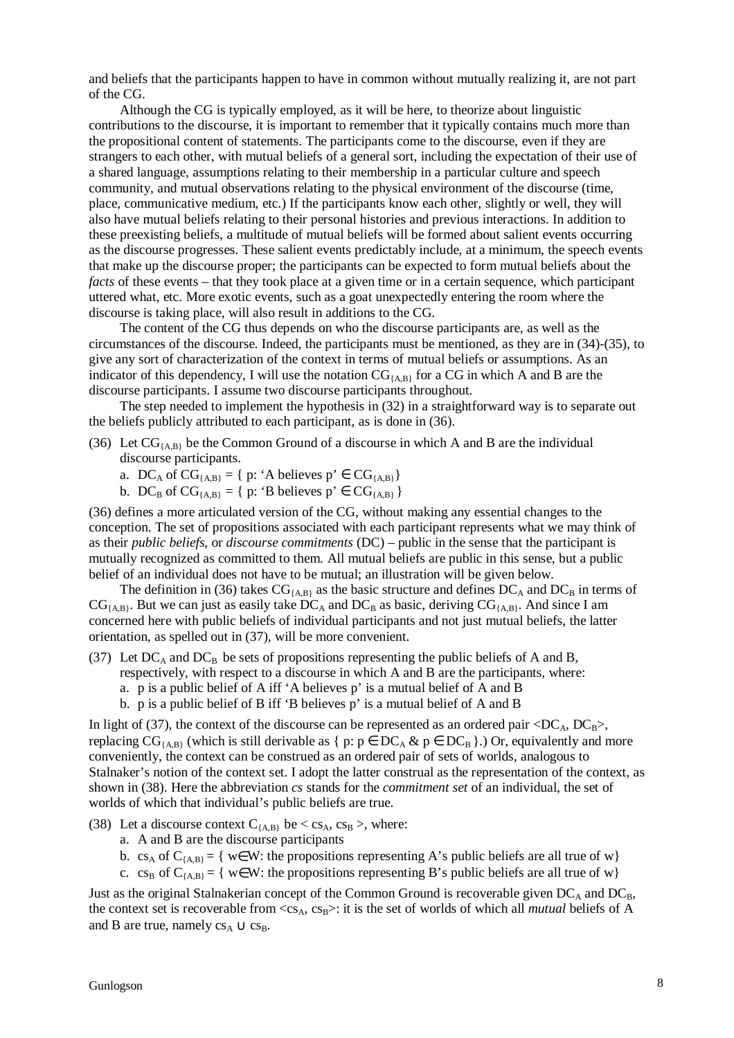and beliefs that the participants happen to have in common without mutually realizing it, are not part of the CG.

Although the CG is typically employed, as it will be here, to theorize about linguistic contributions to the discourse, it is important to remember that it typically contains much more than the propositional content of statements. The participants come to the discourse, even if they are strangers to each other, with mutual beliefs of a general sort, including the expectation of their use of a shared language, assumptions relating to their membership in a particular culture and speech community, and mutual observations relating to the physical environment of the discourse (time, place, communicative medium, etc.) If the participants know each other, slightly or well, they will also have mutual beliefs relating to their personal histories and previous interactions. In addition to these preexisting beliefs, a multitude of mutual beliefs will be formed about salient events occurring as the discourse progresses. These salient events predictably include, at a minimum, the speech events that make up the discourse proper; the participants can be expected to form mutual beliefs about the *facts* of these events – that they took place at a given time or in a certain sequence, which participant uttered what, etc. More exotic events, such as a goat unexpectedly entering the room where the discourse is taking place, will also result in additions to the CG.

The content of the CG thus depends on who the discourse participants are, as well as the circumstances of the discourse. Indeed, the participants must be mentioned, as they are in (34)-(35), to give any sort of characterization of the context in terms of mutual beliefs or assumptions. As an indicator of this dependency, I will use the notation $CG_{\{A,B\}}$ for a CG in which A and B are the discourse participants. I assume two discourse participants throughout.

The step needed to implement the hypothesis in (32) in a straightforward way is to separate out the beliefs publicly attributed to each participant, as is done in (36).

(36) Let $CG_{\{A,B\}}$ be the Common Ground of a discourse in which A and B are the individual discourse participants.

a. $DC_A$ of $CG_{\{A,B\}}$ = { p: 'A believes p' $\in CG_{\{A,B\}}$}

b. $DC_B$ of $CG_{\{A,B\}}$ = { p: 'B believes p' $\in CG_{\{A,B\}}$ }

(36) defines a more articulated version of the CG, without making any essential changes to the conception. The set of propositions associated with each participant represents what we may think of as their *public beliefs*, or *discourse commitments* (DC) – public in the sense that the participant is mutually recognized as committed to them. All mutual beliefs are public in this sense, but a public belief of an individual does not have to be mutual; an illustration will be given below.

The definition in (36) takes $CG_{\{A,B\}}$ as the basic structure and defines $DC_A$ and $DC_B$ in terms of $CG_{\{A,B\}}$. But we can just as easily take $DC_A$ and $DC_B$ as basic, deriving $CG_{\{A,B\}}$. And since I am concerned here with public beliefs of individual participants and not just mutual beliefs, the latter orientation, as spelled out in (37), will be more convenient.

(37) Let $DC_A$ and $DC_B$ be sets of propositions representing the public beliefs of A and B, respectively, with respect to a discourse in which A and B are the participants, where:

a. p is a public belief of A iff 'A believes p' is a mutual belief of A and B

b. p is a public belief of B iff 'B believes p' is a mutual belief of A and B

In light of (37), the context of the discourse can be represented as an ordered pair $<DC_A, DC_B>$, replacing $CG_{\{A,B\}}$ (which is still derivable as { p: $p \in DC_A$ & $p \in DC_B$ }.) Or, equivalently and more conveniently, the context can be construed as an ordered pair of sets of worlds, analogous to Stalnaker's notion of the context set. I adopt the latter construal as the representation of the context, as shown in (38). Here the abbreviation *cs* stands for the *commitment set* of an individual, the set of worlds of which that individual's public beliefs are true.

(38) Let a discourse context $C_{\{A,B\}}$ be $< cs_A, cs_B >$, where:

a. A and B are the discourse participants

b. $cs_A$ of $C_{\{A,B\}}$ = { w∈W: the propositions representing A's public beliefs are all true of w}

c. $cs_B$ of $C_{\{A,B\}}$ = { w∈W: the propositions representing B's public beliefs are all true of w}

Just as the original Stalnakerian concept of the Common Ground is recoverable given $DC_A$ and $DC_B$, the context set is recoverable from $<cs_A, cs_B>$: it is the set of worlds of which all *mutual* beliefs of A and B are true, namely $cs_A \cup cs_B$.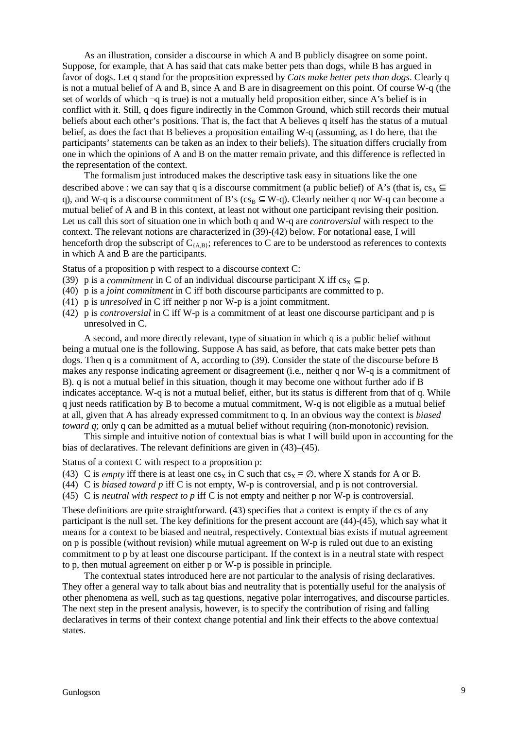As an illustration, consider a discourse in which A and B publicly disagree on some point. Suppose, for example, that A has said that cats make better pets than dogs, while B has argued in favor of dogs. Let q stand for the proposition expressed by *Cats make better pets than dogs*. Clearly q is not a mutual belief of A and B, since A and B are in disagreement on this point. Of course W-q (the set of worlds of which ¬q is true) is not a mutually held proposition either, since A's belief is in conflict with it. Still, q does figure indirectly in the Common Ground, which still records their mutual beliefs about each other's positions. That is, the fact that A believes q itself has the status of a mutual belief, as does the fact that B believes a proposition entailing W-q (assuming, as I do here, that the participants' statements can be taken as an index to their beliefs). The situation differs crucially from one in which the opinions of A and B on the matter remain private, and this difference is reflected in the representation of the context.

The formalism just introduced makes the descriptive task easy in situations like the one described above : we can say that q is a discourse commitment (a public belief) of A's (that is, $cs_A \subseteq q$), and W-q is a discourse commitment of B's ($cs_B \subseteq$ W-q). Clearly neither q nor W-q can become a mutual belief of A and B in this context, at least not without one participant revising their position. Let us call this sort of situation one in which both q and W-q are *controversial* with respect to the context. The relevant notions are characterized in (39)-(42) below. For notational ease, I will henceforth drop the subscript of $C_{\{A,B\}}$; references to C are to be understood as references to contexts in which A and B are the participants.

Status of a proposition p with respect to a discourse context C:

(39) p is a *commitment* in C of an individual discourse participant X iff $cs_X \subseteq p$.
(40) p is a *joint commitment* in C iff both discourse participants are committed to p.
(41) p is *unresolved* in C iff neither p nor W-p is a joint commitment.
(42) p is *controversial* in C iff W-p is a commitment of at least one discourse participant and p is unresolved in C.

A second, and more directly relevant, type of situation in which q is a public belief without being a mutual one is the following. Suppose A has said, as before, that cats make better pets than dogs. Then q is a commitment of A, according to (39). Consider the state of the discourse before B makes any response indicating agreement or disagreement (i.e., neither q nor W-q is a commitment of B). q is not a mutual belief in this situation, though it may become one without further ado if B indicates acceptance. W-q is not a mutual belief, either, but its status is different from that of q. While q just needs ratification by B to become a mutual commitment, W-q is not eligible as a mutual belief at all, given that A has already expressed commitment to q. In an obvious way the context is *biased toward q*; only q can be admitted as a mutual belief without requiring (non-monotonic) revision.

This simple and intuitive notion of contextual bias is what I will build upon in accounting for the bias of declaratives. The relevant definitions are given in (43)–(45).

Status of a context C with respect to a proposition p:

(43) C is *empty* iff there is at least one $cs_X$ in C such that $cs_X = \emptyset$, where X stands for A or B.
(44) C is *biased toward p* iff C is not empty, W-p is controversial, and p is not controversial.
(45) C is *neutral with respect to p* iff C is not empty and neither p nor W-p is controversial.

These definitions are quite straightforward. (43) specifies that a context is empty if the cs of any participant is the null set. The key definitions for the present account are (44)-(45), which say what it means for a context to be biased and neutral, respectively. Contextual bias exists if mutual agreement on p is possible (without revision) while mutual agreement on W-p is ruled out due to an existing commitment to p by at least one discourse participant. If the context is in a neutral state with respect to p, then mutual agreement on either p or W-p is possible in principle.

The contextual states introduced here are not particular to the analysis of rising declaratives. They offer a general way to talk about bias and neutrality that is potentially useful for the analysis of other phenomena as well, such as tag questions, negative polar interrogatives, and discourse particles. The next step in the present analysis, however, is to specify the contribution of rising and falling declaratives in terms of their context change potential and link their effects to the above contextual states.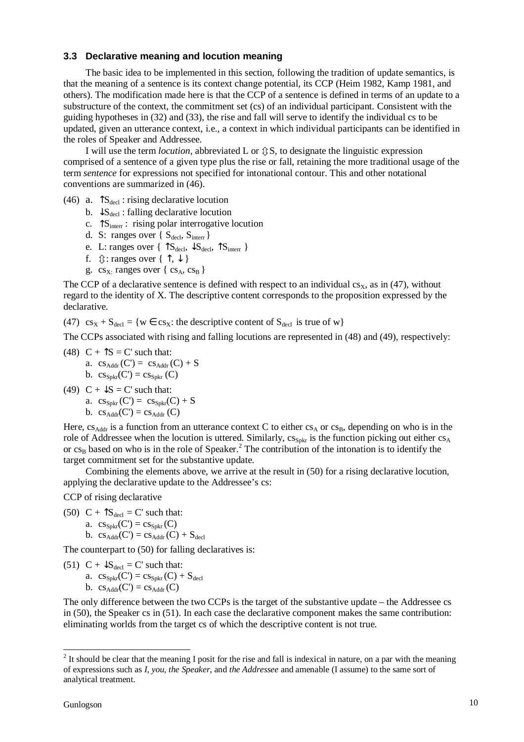### 3.3 Declarative meaning and locution meaning

The basic idea to be implemented in this section, following the tradition of update semantics, is that the meaning of a sentence is its context change potential, its CCP (Heim 1982, Kamp 1981, and others). The modification made here is that the CCP of a sentence is defined in terms of an update to a substructure of the context, the commitment set (cs) of an individual participant. Consistent with the guiding hypotheses in (32) and (33), the rise and fall will serve to identify the individual cs to be updated, given an utterance context, i.e., a context in which individual participants can be identified in the roles of Speaker and Addressee.

I will use the term *locution*, abbreviated L or $\Updownarrow$S, to designate the linguistic expression comprised of a sentence of a given type plus the rise or fall, retaining the more traditional usage of the term *sentence* for expressions not specified for intonational contour. This and other notational conventions are summarized in (46).

(46) a. $\uparrow S_{decl}$ : rising declarative locution
  b. $\downarrow S_{decl}$ : falling declarative locution
  c. $\uparrow S_{interr}$ : rising polar interrogative locution
  d. S: ranges over { $S_{decl}$, $S_{interr}$ }
  e. L: ranges over { $\uparrow S_{decl}$, $\downarrow S_{decl}$, $\uparrow S_{interr}$ }
  f. $\Updownarrow$: ranges over { $\uparrow$, $\downarrow$ }
  g. $cs_X$: ranges over { $cs_A$, $cs_B$ }

The CCP of a declarative sentence is defined with respect to an individual $cs_X$, as in (47), without regard to the identity of X. The descriptive content corresponds to the proposition expressed by the declarative.

(47) $cs_X + S_{decl} = \{w \in cs_X$: the descriptive content of $S_{decl}$ is true of w$\}$

The CCPs associated with rising and falling locutions are represented in (48) and (49), respectively:

(48) $C + \uparrow S = C'$ such that:
  a. $cs_{Addr}(C') = cs_{Addr}(C) + S$
  b. $cs_{Spkr}(C') = cs_{Spkr}(C)$

(49) $C + \downarrow S = C'$ such that:
  a. $cs_{Spkr}(C') = cs_{Spkr}(C) + S$
  b. $cs_{Addr}(C') = cs_{Addr}(C)$

Here, $cs_{Addr}$ is a function from an utterance context C to either $cs_A$ or $cs_B$, depending on who is in the role of Addressee when the locution is uttered. Similarly, $cs_{Spkr}$ is the function picking out either $cs_A$ or $cs_B$ based on who is in the role of Speaker.[2] The contribution of the intonation is to identify the target commitment set for the substantive update.

Combining the elements above, we arrive at the result in (50) for a rising declarative locution, applying the declarative update to the Addressee's cs:

CCP of rising declarative

(50) $C + \uparrow S_{decl} = C'$ such that:
  a. $cs_{Spkr}(C') = cs_{Spkr}(C)$
  b. $cs_{Addr}(C') = cs_{Addr}(C) + S_{decl}$

The counterpart to (50) for falling declaratives is:

(51) $C + \downarrow S_{decl} = C'$ such that:
  a. $cs_{Spkr}(C') = cs_{Spkr}(C) + S_{decl}$
  b. $cs_{Addr}(C') = cs_{Addr}(C)$

The only difference between the two CCPs is the target of the substantive update – the Addressee cs in (50), the Speaker cs in (51). In each case the declarative component makes the same contribution: eliminating worlds from the target cs of which the descriptive content is not true.

[2] It should be clear that the meaning I posit for the rise and fall is indexical in nature, on a par with the meaning of expressions such as *I*, *you*, *the Speaker*, and *the Addressee* and amenable (I assume) to the same sort of analytical treatment.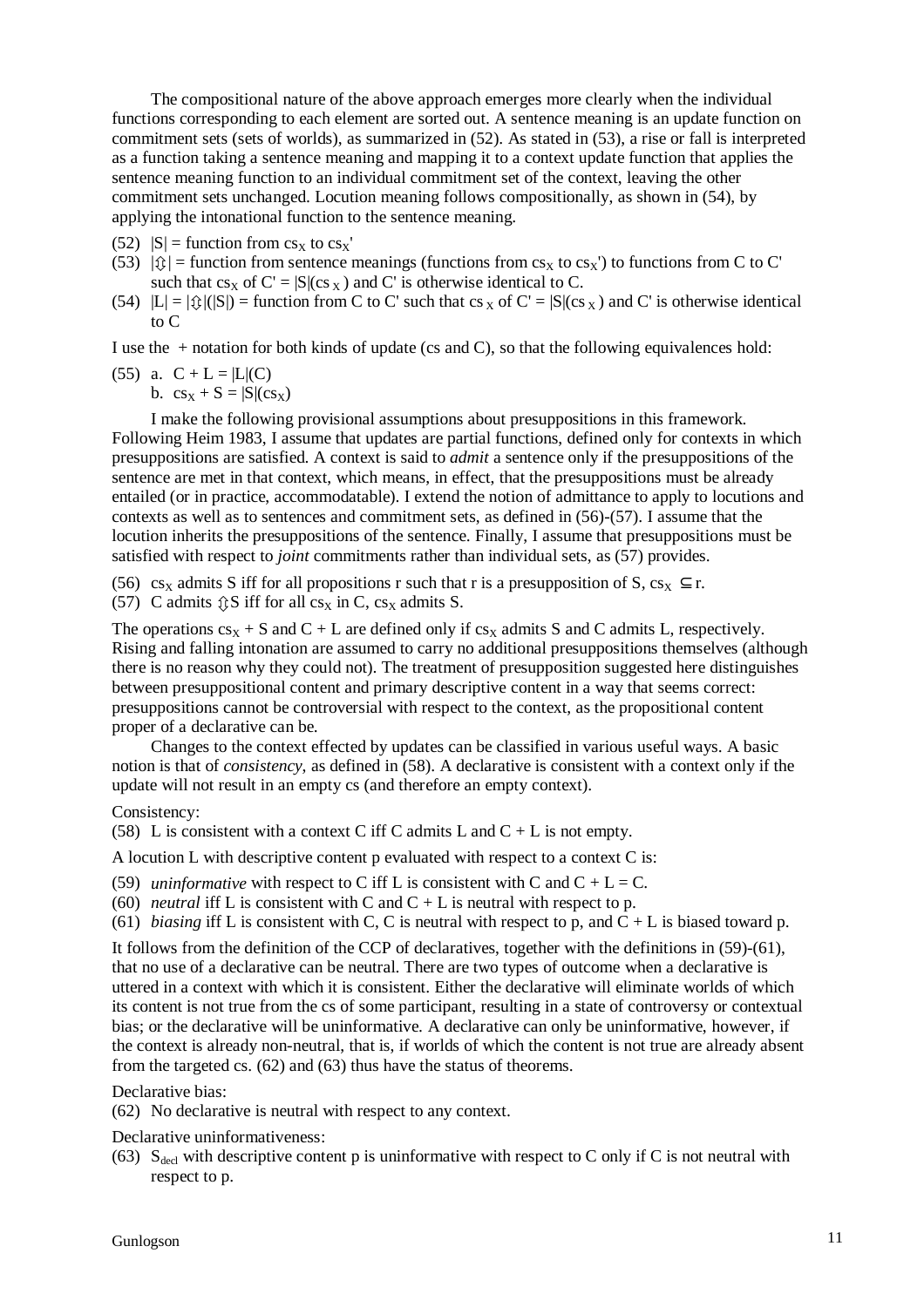The compositional nature of the above approach emerges more clearly when the individual functions corresponding to each element are sorted out. A sentence meaning is an update function on commitment sets (sets of worlds), as summarized in (52). As stated in (53), a rise or fall is interpreted as a function taking a sentence meaning and mapping it to a context update function that applies the sentence meaning function to an individual commitment set of the context, leaving the other commitment sets unchanged. Locution meaning follows compositionally, as shown in (54), by applying the intonational function to the sentence meaning.

(52) $|S|$ = function from $cs_X$ to $cs_X'$

(53) $|\Updownarrow|$ = function from sentence meanings (functions from $cs_X$ to $cs_X'$) to functions from C to C' such that $cs_X$ of C' = $|S|(cs_X)$ and C' is otherwise identical to C.

(54) $|L| = |\Updownarrow|(|S|)$ = function from C to C' such that $cs_X$ of C' = $|S|(cs_X)$ and C' is otherwise identical to C

I use the + notation for both kinds of update (cs and C), so that the following equivalences hold:

(55) a. $C + L = |L|(C)$
b. $cs_X + S = |S|(cs_X)$

I make the following provisional assumptions about presuppositions in this framework. Following Heim 1983, I assume that updates are partial functions, defined only for contexts in which presuppositions are satisfied. A context is said to *admit* a sentence only if the presuppositions of the sentence are met in that context, which means, in effect, that the presuppositions must be already entailed (or in practice, accommodatable). I extend the notion of admittance to apply to locutions and contexts as well as to sentences and commitment sets, as defined in (56)-(57). I assume that the locution inherits the presuppositions of the sentence. Finally, I assume that presuppositions must be satisfied with respect to *joint* commitments rather than individual sets, as (57) provides.

(56) $cs_X$ admits S iff for all propositions r such that r is a presupposition of S, $cs_X \subseteq r$.

(57) C admits $\Updownarrow$S iff for all $cs_X$ in C, $cs_X$ admits S.

The operations $cs_X + S$ and $C + L$ are defined only if $cs_X$ admits S and C admits L, respectively. Rising and falling intonation are assumed to carry no additional presuppositions themselves (although there is no reason why they could not). The treatment of presupposition suggested here distinguishes between presuppositional content and primary descriptive content in a way that seems correct: presuppositions cannot be controversial with respect to the context, as the propositional content proper of a declarative can be.

Changes to the context effected by updates can be classified in various useful ways. A basic notion is that of *consistency*, as defined in (58). A declarative is consistent with a context only if the update will not result in an empty cs (and therefore an empty context).

Consistency:

(58) L is consistent with a context C iff C admits L and C + L is not empty.

A locution L with descriptive content p evaluated with respect to a context C is:

(59) *uninformative* with respect to C iff L is consistent with C and C + L = C.

(60) *neutral* iff L is consistent with C and C + L is neutral with respect to p.

(61) *biasing* iff L is consistent with C, C is neutral with respect to p, and C + L is biased toward p.

It follows from the definition of the CCP of declaratives, together with the definitions in (59)-(61), that no use of a declarative can be neutral. There are two types of outcome when a declarative is uttered in a context with which it is consistent. Either the declarative will eliminate worlds of which its content is not true from the cs of some participant, resulting in a state of controversy or contextual bias; or the declarative will be uninformative. A declarative can only be uninformative, however, if the context is already non-neutral, that is, if worlds of which the content is not true are already absent from the targeted cs. (62) and (63) thus have the status of theorems.

Declarative bias:

(62) No declarative is neutral with respect to any context.

Declarative uninformativeness:

(63) $S_{decl}$ with descriptive content p is uninformative with respect to C only if C is not neutral with respect to p.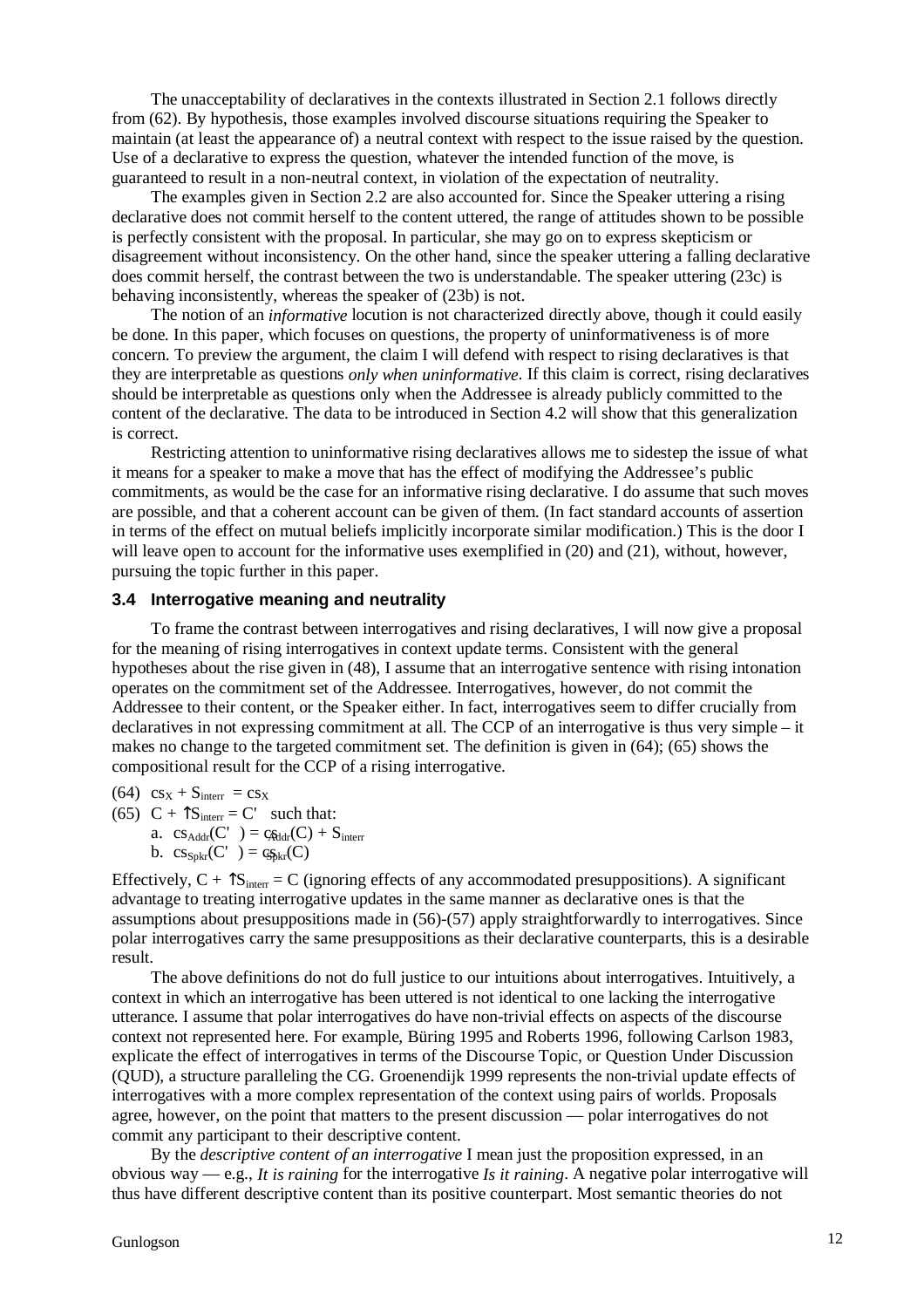The unacceptability of declaratives in the contexts illustrated in Section 2.1 follows directly from (62). By hypothesis, those examples involved discourse situations requiring the Speaker to maintain (at least the appearance of) a neutral context with respect to the issue raised by the question. Use of a declarative to express the question, whatever the intended function of the move, is guaranteed to result in a non-neutral context, in violation of the expectation of neutrality.

The examples given in Section 2.2 are also accounted for. Since the Speaker uttering a rising declarative does not commit herself to the content uttered, the range of attitudes shown to be possible is perfectly consistent with the proposal. In particular, she may go on to express skepticism or disagreement without inconsistency. On the other hand, since the speaker uttering a falling declarative does commit herself, the contrast between the two is understandable. The speaker uttering (23c) is behaving inconsistently, whereas the speaker of (23b) is not.

The notion of an *informative* locution is not characterized directly above, though it could easily be done. In this paper, which focuses on questions, the property of uninformativeness is of more concern. To preview the argument, the claim I will defend with respect to rising declaratives is that they are interpretable as questions *only when uninformative*. If this claim is correct, rising declaratives should be interpretable as questions only when the Addressee is already publicly committed to the content of the declarative. The data to be introduced in Section 4.2 will show that this generalization is correct.

Restricting attention to uninformative rising declaratives allows me to sidestep the issue of what it means for a speaker to make a move that has the effect of modifying the Addressee's public commitments, as would be the case for an informative rising declarative. I do assume that such moves are possible, and that a coherent account can be given of them. (In fact standard accounts of assertion in terms of the effect on mutual beliefs implicitly incorporate similar modification.) This is the door I will leave open to account for the informative uses exemplified in (20) and (21), without, however, pursuing the topic further in this paper.

### 3.4 Interrogative meaning and neutrality

To frame the contrast between interrogatives and rising declaratives, I will now give a proposal for the meaning of rising interrogatives in context update terms. Consistent with the general hypotheses about the rise given in (48), I assume that an interrogative sentence with rising intonation operates on the commitment set of the Addressee. Interrogatives, however, do not commit the Addressee to their content, or the Speaker either. In fact, interrogatives seem to differ crucially from declaratives in not expressing commitment at all. The CCP of an interrogative is thus very simple – it makes no change to the targeted commitment set. The definition is given in (64); (65) shows the compositional result for the CCP of a rising interrogative.

(64) $cs_X + S_{interr} = cs_X$

(65) $C + \uparrow S_{interr} = C'$ such that:

a. $cs_{Addr}(C') = cs_{Addr}(C) + S_{interr}$

b. $cs_{Spkr}(C') = cs_{Spkr}(C)$

Effectively, $C + \uparrow S_{interr} = C$ (ignoring effects of any accommodated presuppositions). A significant advantage to treating interrogative updates in the same manner as declarative ones is that the assumptions about presuppositions made in (56)-(57) apply straightforwardly to interrogatives. Since polar interrogatives carry the same presuppositions as their declarative counterparts, this is a desirable result.

The above definitions do not do full justice to our intuitions about interrogatives. Intuitively, a context in which an interrogative has been uttered is not identical to one lacking the interrogative utterance. I assume that polar interrogatives do have non-trivial effects on aspects of the discourse context not represented here. For example, Büring 1995 and Roberts 1996, following Carlson 1983, explicate the effect of interrogatives in terms of the Discourse Topic, or Question Under Discussion (QUD), a structure paralleling the CG. Groenendijk 1999 represents the non-trivial update effects of interrogatives with a more complex representation of the context using pairs of worlds. Proposals agree, however, on the point that matters to the present discussion — polar interrogatives do not commit any participant to their descriptive content.

By the *descriptive content of an interrogative* I mean just the proposition expressed, in an obvious way — e.g., *It is raining* for the interrogative *Is it raining*. A negative polar interrogative will thus have different descriptive content than its positive counterpart. Most semantic theories do not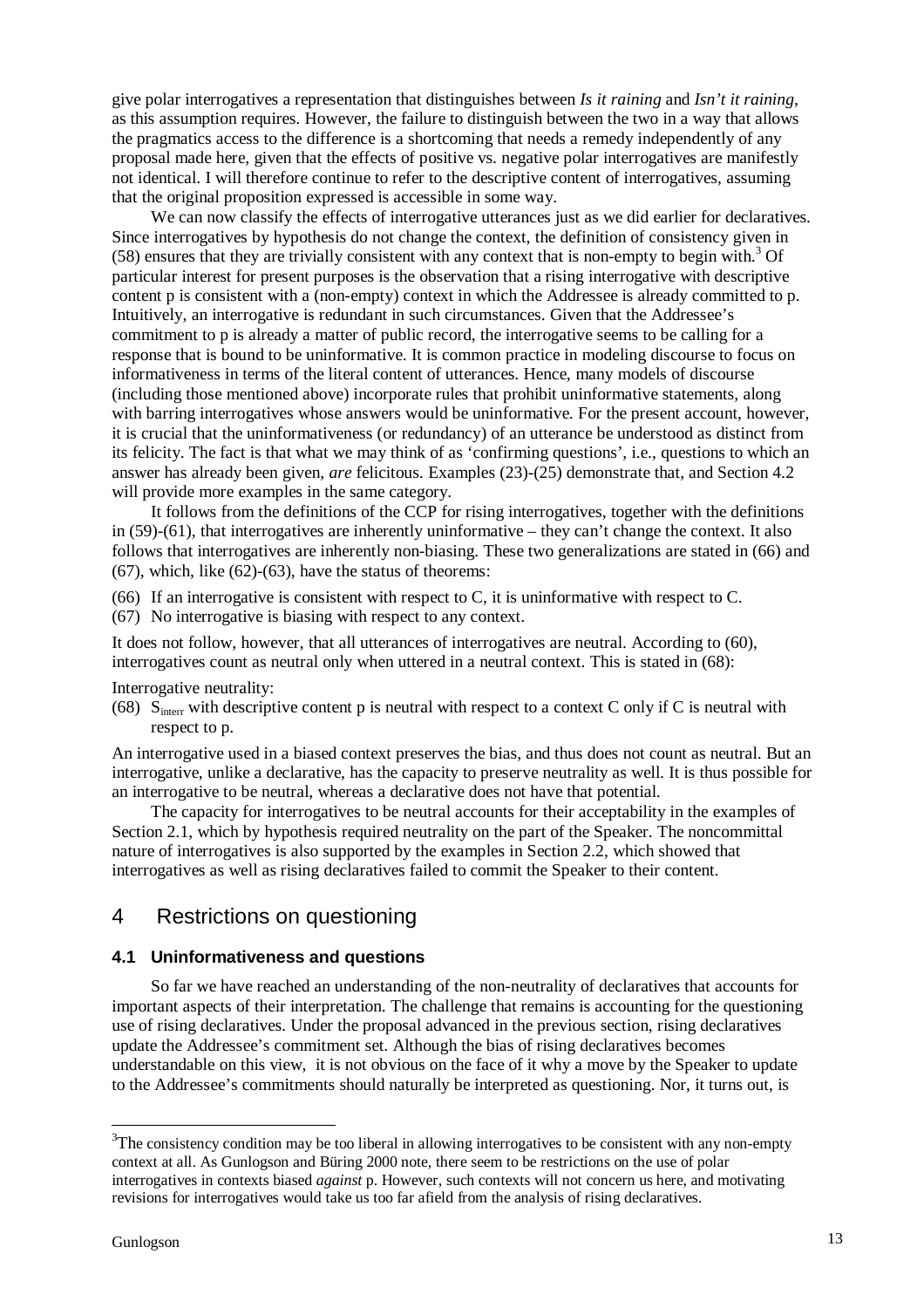give polar interrogatives a representation that distinguishes between *Is it raining* and *Isn't it raining*, as this assumption requires. However, the failure to distinguish between the two in a way that allows the pragmatics access to the difference is a shortcoming that needs a remedy independently of any proposal made here, given that the effects of positive vs. negative polar interrogatives are manifestly not identical. I will therefore continue to refer to the descriptive content of interrogatives, assuming that the original proposition expressed is accessible in some way.

We can now classify the effects of interrogative utterances just as we did earlier for declaratives. Since interrogatives by hypothesis do not change the context, the definition of consistency given in (58) ensures that they are trivially consistent with any context that is non-empty to begin with.[3] Of particular interest for present purposes is the observation that a rising interrogative with descriptive content p is consistent with a (non-empty) context in which the Addressee is already committed to p. Intuitively, an interrogative is redundant in such circumstances. Given that the Addressee's commitment to p is already a matter of public record, the interrogative seems to be calling for a response that is bound to be uninformative. It is common practice in modeling discourse to focus on informativeness in terms of the literal content of utterances. Hence, many models of discourse (including those mentioned above) incorporate rules that prohibit uninformative statements, along with barring interrogatives whose answers would be uninformative. For the present account, however, it is crucial that the uninformativeness (or redundancy) of an utterance be understood as distinct from its felicity. The fact is that what we may think of as 'confirming questions', i.e., questions to which an answer has already been given, *are* felicitous. Examples (23)-(25) demonstrate that, and Section 4.2 will provide more examples in the same category.

It follows from the definitions of the CCP for rising interrogatives, together with the definitions in (59)-(61), that interrogatives are inherently uninformative – they can't change the context. It also follows that interrogatives are inherently non-biasing. These two generalizations are stated in (66) and (67), which, like (62)-(63), have the status of theorems:

(66) If an interrogative is consistent with respect to C, it is uninformative with respect to C.
(67) No interrogative is biasing with respect to any context.

It does not follow, however, that all utterances of interrogatives are neutral. According to (60), interrogatives count as neutral only when uttered in a neutral context. This is stated in (68):

Interrogative neutrality:

(68) $S_{interr}$ with descriptive content p is neutral with respect to a context C only if C is neutral with respect to p.

An interrogative used in a biased context preserves the bias, and thus does not count as neutral. But an interrogative, unlike a declarative, has the capacity to preserve neutrality as well. It is thus possible for an interrogative to be neutral, whereas a declarative does not have that potential.

The capacity for interrogatives to be neutral accounts for their acceptability in the examples of Section 2.1, which by hypothesis required neutrality on the part of the Speaker. The noncommittal nature of interrogatives is also supported by the examples in Section 2.2, which showed that interrogatives as well as rising declaratives failed to commit the Speaker to their content.

# 4 Restrictions on questioning

## 4.1 Uninformativeness and questions

So far we have reached an understanding of the non-neutrality of declaratives that accounts for important aspects of their interpretation. The challenge that remains is accounting for the questioning use of rising declaratives. Under the proposal advanced in the previous section, rising declaratives update the Addressee's commitment set. Although the bias of rising declaratives becomes understandable on this view, it is not obvious on the face of it why a move by the Speaker to update to the Addressee's commitments should naturally be interpreted as questioning. Nor, it turns out, is

---

[3] The consistency condition may be too liberal in allowing interrogatives to be consistent with any non-empty context at all. As Gunlogson and Büring 2000 note, there seem to be restrictions on the use of polar interrogatives in contexts biased *against* p. However, such contexts will not concern us here, and motivating revisions for interrogatives would take us too far afield from the analysis of rising declaratives.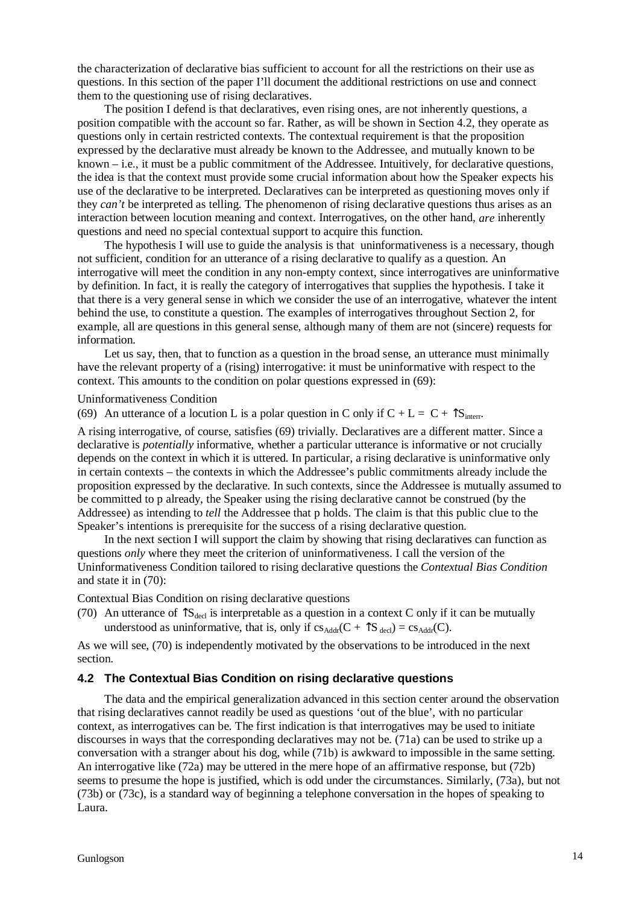the characterization of declarative bias sufficient to account for all the restrictions on their use as questions. In this section of the paper I'll document the additional restrictions on use and connect them to the questioning use of rising declaratives.

The position I defend is that declaratives, even rising ones, are not inherently questions, a position compatible with the account so far. Rather, as will be shown in Section 4.2, they operate as questions only in certain restricted contexts. The contextual requirement is that the proposition expressed by the declarative must already be known to the Addressee, and mutually known to be known – i.e., it must be a public commitment of the Addressee. Intuitively, for declarative questions, the idea is that the context must provide some crucial information about how the Speaker expects his use of the declarative to be interpreted. Declaratives can be interpreted as questioning moves only if they *can't* be interpreted as telling. The phenomenon of rising declarative questions thus arises as an interaction between locution meaning and context. Interrogatives, on the other hand, *are* inherently questions and need no special contextual support to acquire this function.

The hypothesis I will use to guide the analysis is that uninformativeness is a necessary, though not sufficient, condition for an utterance of a rising declarative to qualify as a question. An interrogative will meet the condition in any non-empty context, since interrogatives are uninformative by definition. In fact, it is really the category of interrogatives that supplies the hypothesis. I take it that there is a very general sense in which we consider the use of an interrogative, whatever the intent behind the use, to constitute a question. The examples of interrogatives throughout Section 2, for example, all are questions in this general sense, although many of them are not (sincere) requests for information.

Let us say, then, that to function as a question in the broad sense, an utterance must minimally have the relevant property of a (rising) interrogative: it must be uninformative with respect to the context. This amounts to the condition on polar questions expressed in (69):

Uninformativeness Condition

(69) An utterance of a locution L is a polar question in C only if $C + L = C + \uparrow S_{interr}$.

A rising interrogative, of course, satisfies (69) trivially. Declaratives are a different matter. Since a declarative is *potentially* informative, whether a particular utterance is informative or not crucially depends on the context in which it is uttered. In particular, a rising declarative is uninformative only in certain contexts – the contexts in which the Addressee's public commitments already include the proposition expressed by the declarative. In such contexts, since the Addressee is mutually assumed to be committed to p already, the Speaker using the rising declarative cannot be construed (by the Addressee) as intending to *tell* the Addressee that p holds. The claim is that this public clue to the Speaker's intentions is prerequisite for the success of a rising declarative question.

In the next section I will support the claim by showing that rising declaratives can function as questions *only* where they meet the criterion of uninformativeness. I call the version of the Uninformativeness Condition tailored to rising declarative questions the *Contextual Bias Condition* and state it in (70):

Contextual Bias Condition on rising declarative questions

(70) An utterance of $\uparrow S_{decl}$ is interpretable as a question in a context C only if it can be mutually understood as uninformative, that is, only if $cs_{Addr}(C + \uparrow S_{decl}) = cs_{Addr}(C)$.

As we will see, (70) is independently motivated by the observations to be introduced in the next section.

### 4.2 The Contextual Bias Condition on rising declarative questions

The data and the empirical generalization advanced in this section center around the observation that rising declaratives cannot readily be used as questions 'out of the blue', with no particular context, as interrogatives can be. The first indication is that interrogatives may be used to initiate discourses in ways that the corresponding declaratives may not be. (71a) can be used to strike up a conversation with a stranger about his dog, while (71b) is awkward to impossible in the same setting. An interrogative like (72a) may be uttered in the mere hope of an affirmative response, but (72b) seems to presume the hope is justified, which is odd under the circumstances. Similarly, (73a), but not (73b) or (73c), is a standard way of beginning a telephone conversation in the hopes of speaking to Laura.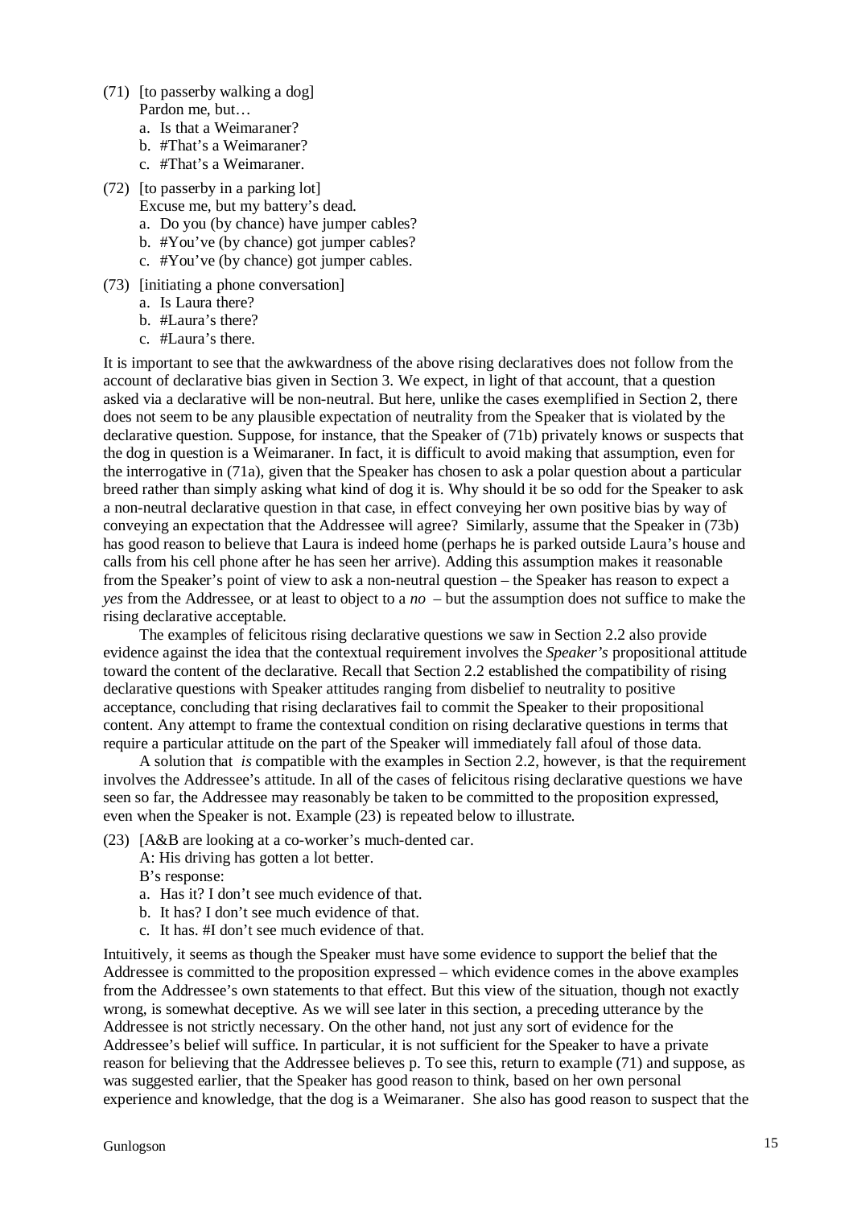(71) [to passerby walking a dog]
Pardon me, but…
  a. Is that a Weimaraner?
  b. #That's a Weimaraner?
  c. #That's a Weimaraner.

(72) [to passerby in a parking lot]
Excuse me, but my battery's dead.
  a. Do you (by chance) have jumper cables?
  b. #You've (by chance) got jumper cables?
  c. #You've (by chance) got jumper cables.

(73) [initiating a phone conversation]
  a. Is Laura there?
  b. #Laura's there?
  c. #Laura's there.

It is important to see that the awkwardness of the above rising declaratives does not follow from the account of declarative bias given in Section 3. We expect, in light of that account, that a question asked via a declarative will be non-neutral. But here, unlike the cases exemplified in Section 2, there does not seem to be any plausible expectation of neutrality from the Speaker that is violated by the declarative question. Suppose, for instance, that the Speaker of (71b) privately knows or suspects that the dog in question is a Weimaraner. In fact, it is difficult to avoid making that assumption, even for the interrogative in (71a), given that the Speaker has chosen to ask a polar question about a particular breed rather than simply asking what kind of dog it is. Why should it be so odd for the Speaker to ask a non-neutral declarative question in that case, in effect conveying her own positive bias by way of conveying an expectation that the Addressee will agree? Similarly, assume that the Speaker in (73b) has good reason to believe that Laura is indeed home (perhaps he is parked outside Laura's house and calls from his cell phone after he has seen her arrive). Adding this assumption makes it reasonable from the Speaker's point of view to ask a non-neutral question – the Speaker has reason to expect a *yes* from the Addressee, or at least to object to a *no* – but the assumption does not suffice to make the rising declarative acceptable.

The examples of felicitous rising declarative questions we saw in Section 2.2 also provide evidence against the idea that the contextual requirement involves the *Speaker's* propositional attitude toward the content of the declarative. Recall that Section 2.2 established the compatibility of rising declarative questions with Speaker attitudes ranging from disbelief to neutrality to positive acceptance, concluding that rising declaratives fail to commit the Speaker to their propositional content. Any attempt to frame the contextual condition on rising declarative questions in terms that require a particular attitude on the part of the Speaker will immediately fall afoul of those data.

A solution that *is* compatible with the examples in Section 2.2, however, is that the requirement involves the Addressee's attitude. In all of the cases of felicitous rising declarative questions we have seen so far, the Addressee may reasonably be taken to be committed to the proposition expressed, even when the Speaker is not. Example (23) is repeated below to illustrate.

(23) [A&B are looking at a co-worker's much-dented car.
A: His driving has gotten a lot better.
B's response:
  a. Has it? I don't see much evidence of that.
  b. It has? I don't see much evidence of that.
  c. It has. #I don't see much evidence of that.

Intuitively, it seems as though the Speaker must have some evidence to support the belief that the Addressee is committed to the proposition expressed – which evidence comes in the above examples from the Addressee's own statements to that effect. But this view of the situation, though not exactly wrong, is somewhat deceptive. As we will see later in this section, a preceding utterance by the Addressee is not strictly necessary. On the other hand, not just any sort of evidence for the Addressee's belief will suffice. In particular, it is not sufficient for the Speaker to have a private reason for believing that the Addressee believes p. To see this, return to example (71) and suppose, as was suggested earlier, that the Speaker has good reason to think, based on her own personal experience and knowledge, that the dog is a Weimaraner. She also has good reason to suspect that the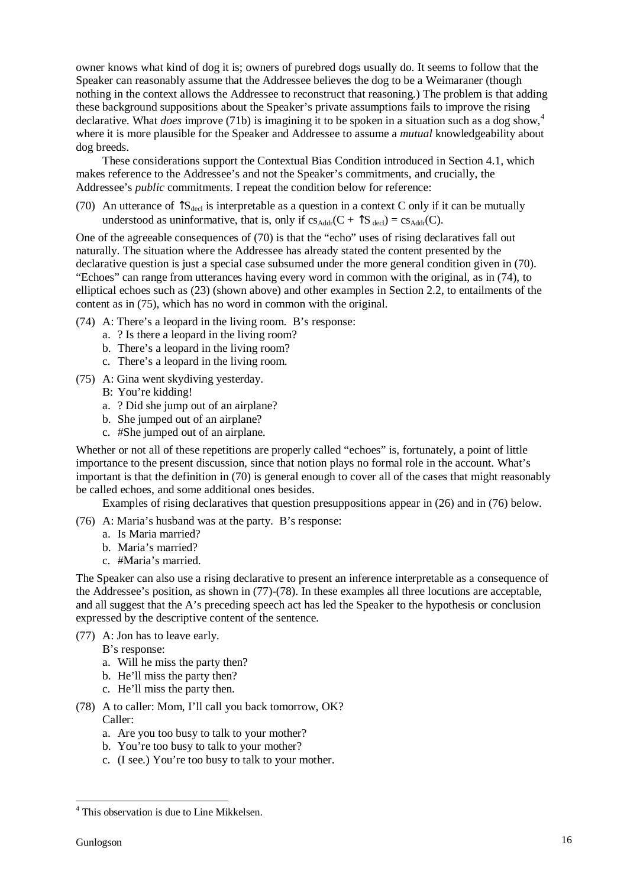owner knows what kind of dog it is; owners of purebred dogs usually do. It seems to follow that the Speaker can reasonably assume that the Addressee believes the dog to be a Weimaraner (though nothing in the context allows the Addressee to reconstruct that reasoning.) The problem is that adding these background suppositions about the Speaker's private assumptions fails to improve the rising declarative. What *does* improve (71b) is imagining it to be spoken in a situation such as a dog show,[4] where it is more plausible for the Speaker and Addressee to assume a *mutual* knowledgeability about dog breeds.

These considerations support the Contextual Bias Condition introduced in Section 4.1, which makes reference to the Addressee's and not the Speaker's commitments, and crucially, the Addressee's *public* commitments. I repeat the condition below for reference:

(70) An utterance of $\uparrow S_{decl}$ is interpretable as a question in a context C only if it can be mutually understood as uninformative, that is, only if $cs_{Addr}(C + \uparrow S_{decl}) = cs_{Addr}(C)$.

One of the agreeable consequences of (70) is that the "echo" uses of rising declaratives fall out naturally. The situation where the Addressee has already stated the content presented by the declarative question is just a special case subsumed under the more general condition given in (70). "Echoes" can range from utterances having every word in common with the original, as in (74), to elliptical echoes such as (23) (shown above) and other examples in Section 2.2, to entailments of the content as in (75), which has no word in common with the original.

(74) A: There's a leopard in the living room. B's response:
   a. ? Is there a leopard in the living room?
   b. There's a leopard in the living room?
   c. There's a leopard in the living room.

(75) A: Gina went skydiving yesterday.
   B: You're kidding!
   a. ? Did she jump out of an airplane?
   b. She jumped out of an airplane?
   c. #She jumped out of an airplane.

Whether or not all of these repetitions are properly called "echoes" is, fortunately, a point of little importance to the present discussion, since that notion plays no formal role in the account. What's important is that the definition in (70) is general enough to cover all of the cases that might reasonably be called echoes, and some additional ones besides.

Examples of rising declaratives that question presuppositions appear in (26) and in (76) below.

(76) A: Maria's husband was at the party. B's response:
   a. Is Maria married?
   b. Maria's married?
   c. #Maria's married.

The Speaker can also use a rising declarative to present an inference interpretable as a consequence of the Addressee's position, as shown in (77)-(78). In these examples all three locutions are acceptable, and all suggest that the A's preceding speech act has led the Speaker to the hypothesis or conclusion expressed by the descriptive content of the sentence.

(77) A: Jon has to leave early.
   B's response:
   a. Will he miss the party then?
   b. He'll miss the party then?
   c. He'll miss the party then.

(78) A to caller: Mom, I'll call you back tomorrow, OK?
   Caller:
   a. Are you too busy to talk to your mother?
   b. You're too busy to talk to your mother?
   c. (I see.) You're too busy to talk to your mother.

[4] This observation is due to Line Mikkelsen.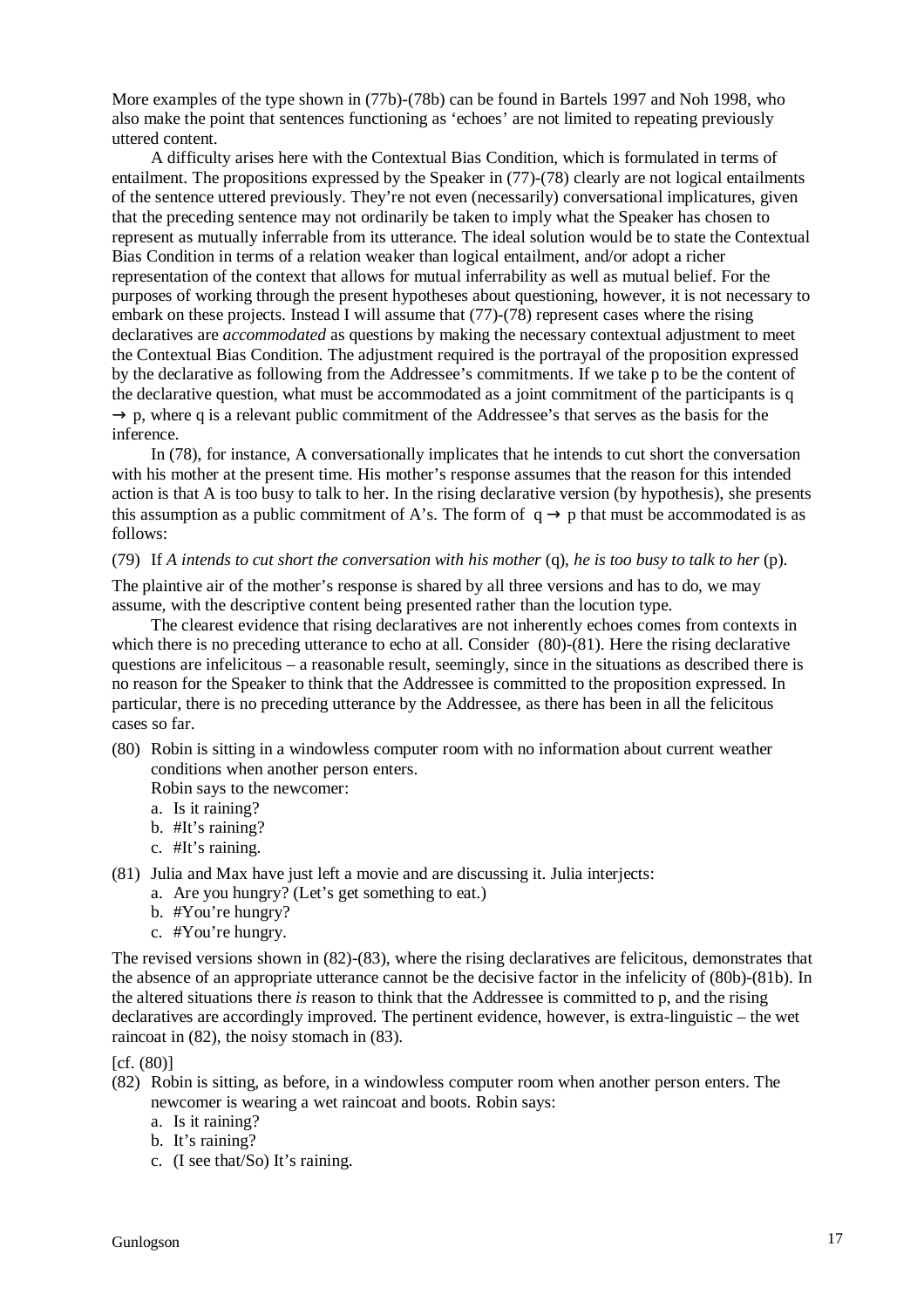More examples of the type shown in (77b)-(78b) can be found in Bartels 1997 and Noh 1998, who also make the point that sentences functioning as 'echoes' are not limited to repeating previously uttered content.

A difficulty arises here with the Contextual Bias Condition, which is formulated in terms of entailment. The propositions expressed by the Speaker in (77)-(78) clearly are not logical entailments of the sentence uttered previously. They're not even (necessarily) conversational implicatures, given that the preceding sentence may not ordinarily be taken to imply what the Speaker has chosen to represent as mutually inferrable from its utterance. The ideal solution would be to state the Contextual Bias Condition in terms of a relation weaker than logical entailment, and/or adopt a richer representation of the context that allows for mutual inferrability as well as mutual belief. For the purposes of working through the present hypotheses about questioning, however, it is not necessary to embark on these projects. Instead I will assume that (77)-(78) represent cases where the rising declaratives are *accommodated* as questions by making the necessary contextual adjustment to meet the Contextual Bias Condition. The adjustment required is the portrayal of the proposition expressed by the declarative as following from the Addressee's commitments. If we take p to be the content of the declarative question, what must be accommodated as a joint commitment of the participants is $q \rightarrow p$, where q is a relevant public commitment of the Addressee's that serves as the basis for the inference.

In (78), for instance, A conversationally implicates that he intends to cut short the conversation with his mother at the present time. His mother's response assumes that the reason for this intended action is that A is too busy to talk to her. In the rising declarative version (by hypothesis), she presents this assumption as a public commitment of A's. The form of $q \rightarrow p$ that must be accommodated is as follows:

(79) If *A intends to cut short the conversation with his mother* (q), *he is too busy to talk to her* (p).

The plaintive air of the mother's response is shared by all three versions and has to do, we may assume, with the descriptive content being presented rather than the locution type.

The clearest evidence that rising declaratives are not inherently echoes comes from contexts in which there is no preceding utterance to echo at all. Consider (80)-(81). Here the rising declarative questions are infelicitous – a reasonable result, seemingly, since in the situations as described there is no reason for the Speaker to think that the Addressee is committed to the proposition expressed. In particular, there is no preceding utterance by the Addressee, as there has been in all the felicitous cases so far.

(80) Robin is sitting in a windowless computer room with no information about current weather conditions when another person enters.
Robin says to the newcomer:
  a. Is it raining?
  b. #It's raining?
  c. #It's raining.

(81) Julia and Max have just left a movie and are discussing it. Julia interjects:
  a. Are you hungry? (Let's get something to eat.)
  b. #You're hungry?
  c. #You're hungry.

The revised versions shown in (82)-(83), where the rising declaratives are felicitous, demonstrates that the absence of an appropriate utterance cannot be the decisive factor in the infelicity of (80b)-(81b). In the altered situations there *is* reason to think that the Addressee is committed to p, and the rising declaratives are accordingly improved. The pertinent evidence, however, is extra-linguistic – the wet raincoat in (82), the noisy stomach in (83).

[cf. (80)]

(82) Robin is sitting, as before, in a windowless computer room when another person enters. The newcomer is wearing a wet raincoat and boots. Robin says:
  a. Is it raining?
  b. It's raining?
  c. (I see that/So) It's raining.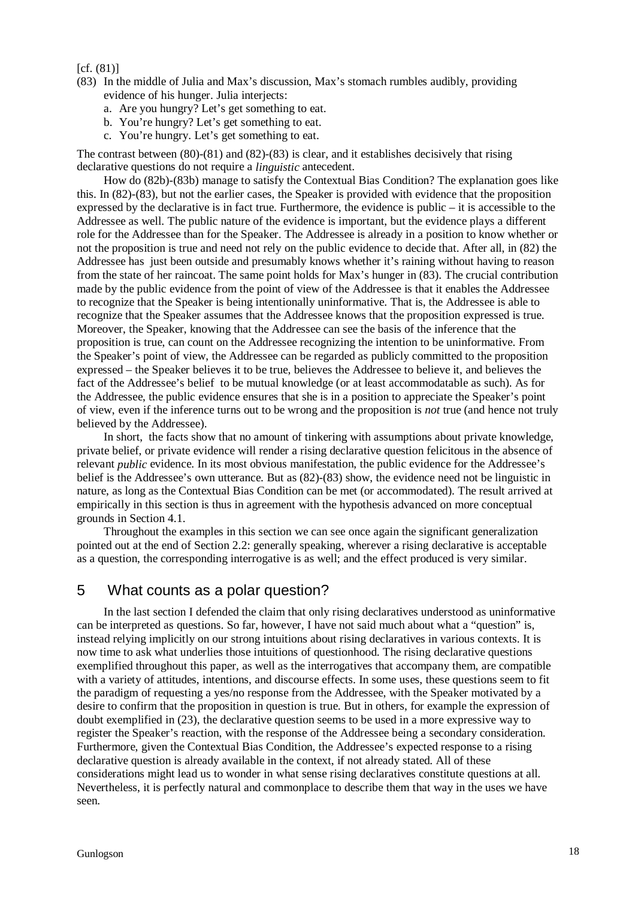[cf. (81)]

(83) In the middle of Julia and Max's discussion, Max's stomach rumbles audibly, providing evidence of his hunger. Julia interjects:
   a. Are you hungry? Let's get something to eat.
   b. You're hungry? Let's get something to eat.
   c. You're hungry. Let's get something to eat.

The contrast between (80)-(81) and (82)-(83) is clear, and it establishes decisively that rising declarative questions do not require a *linguistic* antecedent.

How do (82b)-(83b) manage to satisfy the Contextual Bias Condition? The explanation goes like this. In (82)-(83), but not the earlier cases, the Speaker is provided with evidence that the proposition expressed by the declarative is in fact true. Furthermore, the evidence is public – it is accessible to the Addressee as well. The public nature of the evidence is important, but the evidence plays a different role for the Addressee than for the Speaker. The Addressee is already in a position to know whether or not the proposition is true and need not rely on the public evidence to decide that. After all, in (82) the Addressee has just been outside and presumably knows whether it's raining without having to reason from the state of her raincoat. The same point holds for Max's hunger in (83). The crucial contribution made by the public evidence from the point of view of the Addressee is that it enables the Addressee to recognize that the Speaker is being intentionally uninformative. That is, the Addressee is able to recognize that the Speaker assumes that the Addressee knows that the proposition expressed is true. Moreover, the Speaker, knowing that the Addressee can see the basis of the inference that the proposition is true, can count on the Addressee recognizing the intention to be uninformative. From the Speaker's point of view, the Addressee can be regarded as publicly committed to the proposition expressed – the Speaker believes it to be true, believes the Addressee to believe it, and believes the fact of the Addressee's belief to be mutual knowledge (or at least accommodatable as such). As for the Addressee, the public evidence ensures that she is in a position to appreciate the Speaker's point of view, even if the inference turns out to be wrong and the proposition is *not* true (and hence not truly believed by the Addressee).

In short, the facts show that no amount of tinkering with assumptions about private knowledge, private belief, or private evidence will render a rising declarative question felicitous in the absence of relevant *public* evidence. In its most obvious manifestation, the public evidence for the Addressee's belief is the Addressee's own utterance. But as (82)-(83) show, the evidence need not be linguistic in nature, as long as the Contextual Bias Condition can be met (or accommodated). The result arrived at empirically in this section is thus in agreement with the hypothesis advanced on more conceptual grounds in Section 4.1.

Throughout the examples in this section we can see once again the significant generalization pointed out at the end of Section 2.2: generally speaking, wherever a rising declarative is acceptable as a question, the corresponding interrogative is as well; and the effect produced is very similar.

## 5 What counts as a polar question?

In the last section I defended the claim that only rising declaratives understood as uninformative can be interpreted as questions. So far, however, I have not said much about what a "question" is, instead relying implicitly on our strong intuitions about rising declaratives in various contexts. It is now time to ask what underlies those intuitions of questionhood. The rising declarative questions exemplified throughout this paper, as well as the interrogatives that accompany them, are compatible with a variety of attitudes, intentions, and discourse effects. In some uses, these questions seem to fit the paradigm of requesting a yes/no response from the Addressee, with the Speaker motivated by a desire to confirm that the proposition in question is true. But in others, for example the expression of doubt exemplified in (23), the declarative question seems to be used in a more expressive way to register the Speaker's reaction, with the response of the Addressee being a secondary consideration. Furthermore, given the Contextual Bias Condition, the Addressee's expected response to a rising declarative question is already available in the context, if not already stated. All of these considerations might lead us to wonder in what sense rising declaratives constitute questions at all. Nevertheless, it is perfectly natural and commonplace to describe them that way in the uses we have seen.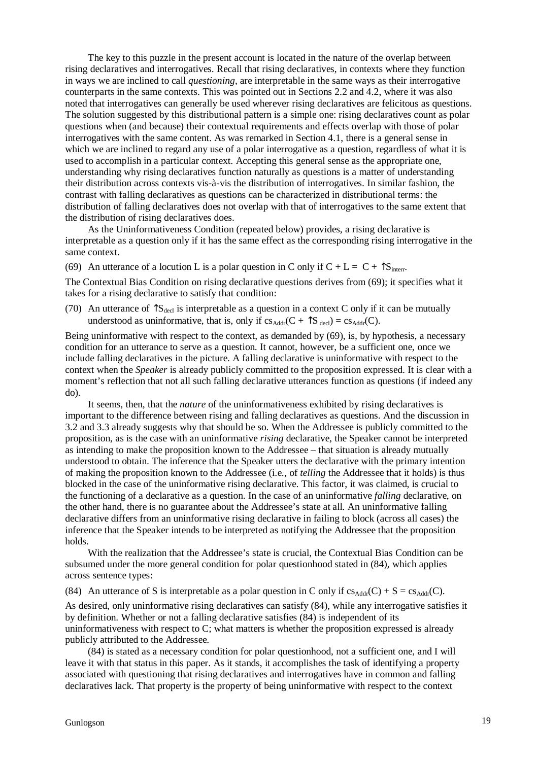The key to this puzzle in the present account is located in the nature of the overlap between rising declaratives and interrogatives. Recall that rising declaratives, in contexts where they function in ways we are inclined to call *questioning*, are interpretable in the same ways as their interrogative counterparts in the same contexts. This was pointed out in Sections 2.2 and 4.2, where it was also noted that interrogatives can generally be used wherever rising declaratives are felicitous as questions. The solution suggested by this distributional pattern is a simple one: rising declaratives count as polar questions when (and because) their contextual requirements and effects overlap with those of polar interrogatives with the same content. As was remarked in Section 4.1, there is a general sense in which we are inclined to regard any use of a polar interrogative as a question, regardless of what it is used to accomplish in a particular context. Accepting this general sense as the appropriate one, understanding why rising declaratives function naturally as questions is a matter of understanding their distribution across contexts vis-à-vis the distribution of interrogatives. In similar fashion, the contrast with falling declaratives as questions can be characterized in distributional terms: the distribution of falling declaratives does not overlap with that of interrogatives to the same extent that the distribution of rising declaratives does.

As the Uninformativeness Condition (repeated below) provides, a rising declarative is interpretable as a question only if it has the same effect as the corresponding rising interrogative in the same context.

(69) An utterance of a locution L is a polar question in C only if $C + L = C + \uparrow S_{interr}$.

The Contextual Bias Condition on rising declarative questions derives from (69); it specifies what it takes for a rising declarative to satisfy that condition:

(70) An utterance of $\uparrow S_{decl}$ is interpretable as a question in a context C only if it can be mutually understood as uninformative, that is, only if $cs_{Addr}(C + \uparrow S_{decl}) = cs_{Addr}(C)$.

Being uninformative with respect to the context, as demanded by (69), is, by hypothesis, a necessary condition for an utterance to serve as a question. It cannot, however, be a sufficient one, once we include falling declaratives in the picture. A falling declarative is uninformative with respect to the context when the *Speaker* is already publicly committed to the proposition expressed. It is clear with a moment's reflection that not all such falling declarative utterances function as questions (if indeed any do).

It seems, then, that the *nature* of the uninformativeness exhibited by rising declaratives is important to the difference between rising and falling declaratives as questions. And the discussion in 3.2 and 3.3 already suggests why that should be so. When the Addressee is publicly committed to the proposition, as is the case with an uninformative *rising* declarative, the Speaker cannot be interpreted as intending to make the proposition known to the Addressee – that situation is already mutually understood to obtain. The inference that the Speaker utters the declarative with the primary intention of making the proposition known to the Addressee (i.e., of *telling* the Addressee that it holds) is thus blocked in the case of the uninformative rising declarative. This factor, it was claimed, is crucial to the functioning of a declarative as a question. In the case of an uninformative *falling* declarative, on the other hand, there is no guarantee about the Addressee's state at all. An uninformative falling declarative differs from an uninformative rising declarative in failing to block (across all cases) the inference that the Speaker intends to be interpreted as notifying the Addressee that the proposition holds.

With the realization that the Addressee's state is crucial, the Contextual Bias Condition can be subsumed under the more general condition for polar questionhood stated in (84), which applies across sentence types:

(84) An utterance of S is interpretable as a polar question in C only if $cs_{Addr}(C) + S = cs_{Addr}(C)$.

As desired, only uninformative rising declaratives can satisfy (84), while any interrogative satisfies it by definition. Whether or not a falling declarative satisfies (84) is independent of its uninformativeness with respect to C; what matters is whether the proposition expressed is already publicly attributed to the Addressee.

(84) is stated as a necessary condition for polar questionhood, not a sufficient one, and I will leave it with that status in this paper. As it stands, it accomplishes the task of identifying a property associated with questioning that rising declaratives and interrogatives have in common and falling declaratives lack. That property is the property of being uninformative with respect to the context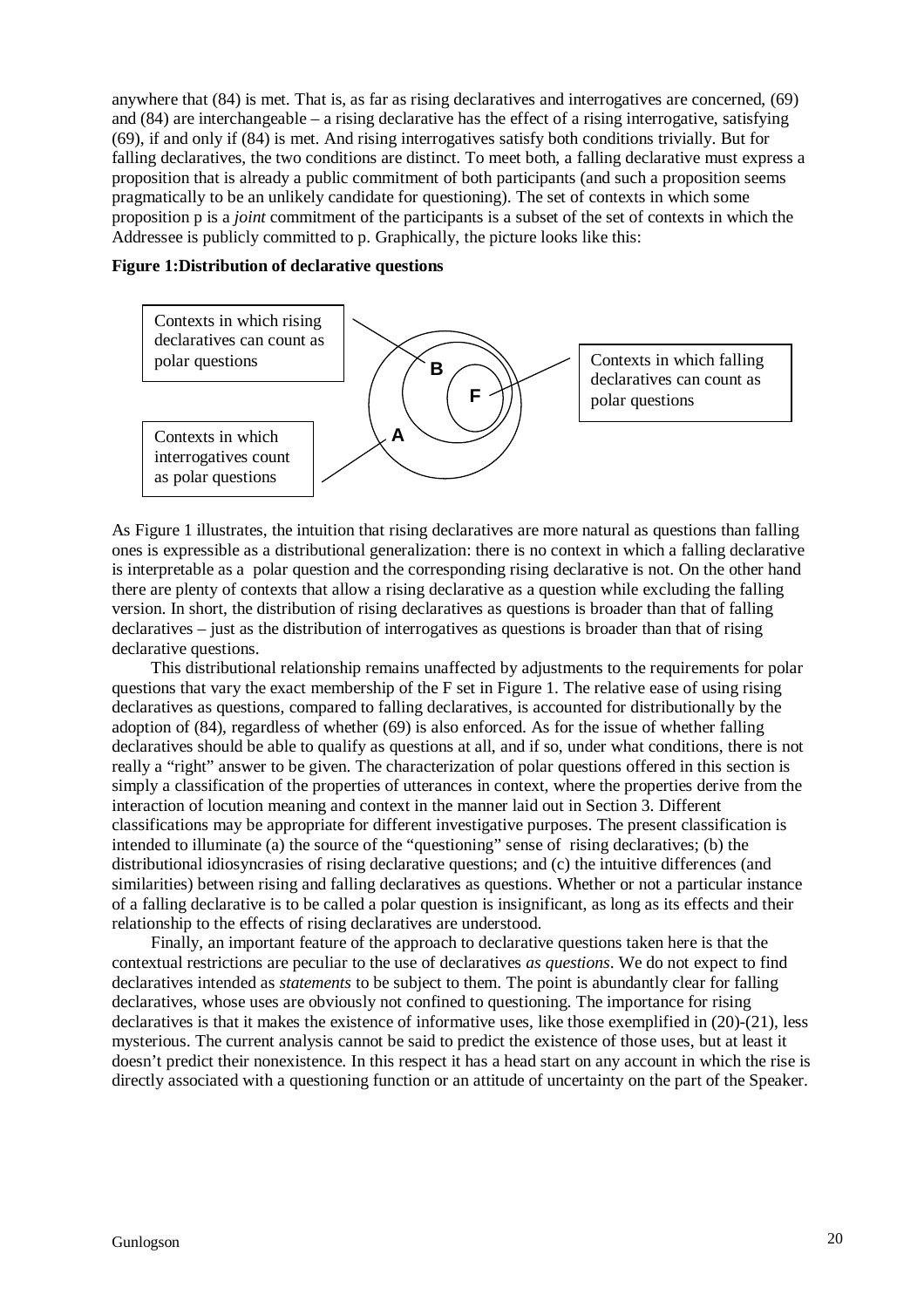anywhere that (84) is met. That is, as far as rising declaratives and interrogatives are concerned, (69) and (84) are interchangeable – a rising declarative has the effect of a rising interrogative, satisfying (69), if and only if (84) is met. And rising interrogatives satisfy both conditions trivially. But for falling declaratives, the two conditions are distinct. To meet both, a falling declarative must express a proposition that is already a public commitment of both participants (and such a proposition seems pragmatically to be an unlikely candidate for questioning). The set of contexts in which some proposition p is a *joint* commitment of the participants is a subset of the set of contexts in which the Addressee is publicly committed to p. Graphically, the picture looks like this:

**Figure 1:Distribution of declarative questions**

Contexts in which rising declaratives can count as polar questions

Contexts in which falling declaratives can count as polar questions

Contexts in which interrogatives count as polar questions

B

F

A

As Figure 1 illustrates, the intuition that rising declaratives are more natural as questions than falling ones is expressible as a distributional generalization: there is no context in which a falling declarative is interpretable as a polar question and the corresponding rising declarative is not. On the other hand there are plenty of contexts that allow a rising declarative as a question while excluding the falling version. In short, the distribution of rising declaratives as questions is broader than that of falling declaratives – just as the distribution of interrogatives as questions is broader than that of rising declarative questions.

This distributional relationship remains unaffected by adjustments to the requirements for polar questions that vary the exact membership of the F set in Figure 1. The relative ease of using rising declaratives as questions, compared to falling declaratives, is accounted for distributionally by the adoption of (84), regardless of whether (69) is also enforced. As for the issue of whether falling declaratives should be able to qualify as questions at all, and if so, under what conditions, there is not really a "right" answer to be given. The characterization of polar questions offered in this section is simply a classification of the properties of utterances in context, where the properties derive from the interaction of locution meaning and context in the manner laid out in Section 3. Different classifications may be appropriate for different investigative purposes. The present classification is intended to illuminate (a) the source of the "questioning" sense of rising declaratives; (b) the distributional idiosyncrasies of rising declarative questions; and (c) the intuitive differences (and similarities) between rising and falling declaratives as questions. Whether or not a particular instance of a falling declarative is to be called a polar question is insignificant, as long as its effects and their relationship to the effects of rising declaratives are understood.

Finally, an important feature of the approach to declarative questions taken here is that the contextual restrictions are peculiar to the use of declaratives *as questions*. We do not expect to find declaratives intended as *statements* to be subject to them. The point is abundantly clear for falling declaratives, whose uses are obviously not confined to questioning. The importance for rising declaratives is that it makes the existence of informative uses, like those exemplified in (20)-(21), less mysterious. The current analysis cannot be said to predict the existence of those uses, but at least it doesn't predict their nonexistence. In this respect it has a head start on any account in which the rise is directly associated with a questioning function or an attitude of uncertainty on the part of the Speaker.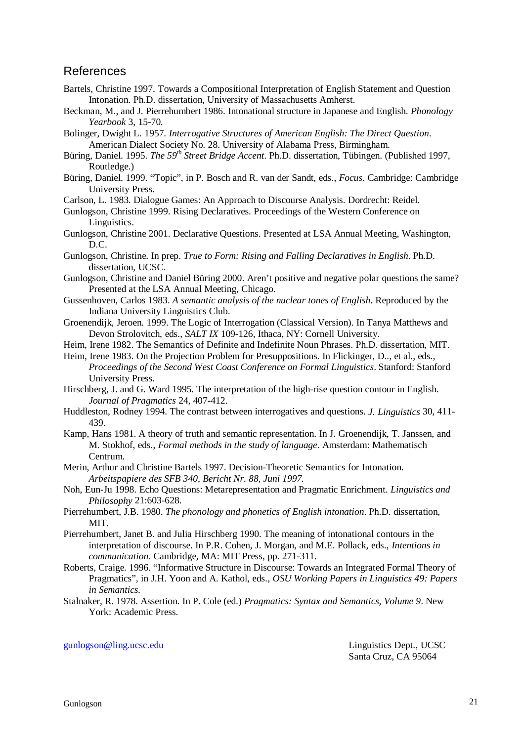## References

Bartels, Christine 1997. Towards a Compositional Interpretation of English Statement and Question Intonation. Ph.D. dissertation, University of Massachusetts Amherst.

Beckman, M., and J. Pierrehumbert 1986. Intonational structure in Japanese and English. *Phonology Yearbook* 3, 15-70.

Bolinger, Dwight L. 1957. *Interrogative Structures of American English: The Direct Question*. American Dialect Society No. 28. University of Alabama Press, Birmingham.

Büring, Daniel. 1995. *The 59th Street Bridge Accent*. Ph.D. dissertation, Tübingen. (Published 1997, Routledge.)

Büring, Daniel. 1999. "Topic", in P. Bosch and R. van der Sandt, eds., *Focus*. Cambridge: Cambridge University Press.

Carlson, L. 1983. Dialogue Games: An Approach to Discourse Analysis. Dordrecht: Reidel.

Gunlogson, Christine 1999. Rising Declaratives. Proceedings of the Western Conference on Linguistics.

Gunlogson, Christine 2001. Declarative Questions. Presented at LSA Annual Meeting, Washington, D.C.

Gunlogson, Christine. In prep. *True to Form: Rising and Falling Declaratives in English*. Ph.D. dissertation, UCSC.

Gunlogson, Christine and Daniel Büring 2000. Aren't positive and negative polar questions the same? Presented at the LSA Annual Meeting, Chicago.

Gussenhoven, Carlos 1983. *A semantic analysis of the nuclear tones of English*. Reproduced by the Indiana University Linguistics Club.

Groenendijk, Jeroen. 1999. The Logic of Interrogation (Classical Version). In Tanya Matthews and Devon Strolovitch, eds., *SALT IX* 109-126, Ithaca, NY: Cornell University.

Heim, Irene 1982. The Semantics of Definite and Indefinite Noun Phrases. Ph.D. dissertation, MIT.

Heim, Irene 1983. On the Projection Problem for Presuppositions. In Flickinger, D.., et al., eds., *Proceedings of the Second West Coast Conference on Formal Linguistics*. Stanford: Stanford University Press.

Hirschberg, J. and G. Ward 1995. The interpretation of the high-rise question contour in English. *Journal of Pragmatics* 24, 407-412.

Huddleston, Rodney 1994. The contrast between interrogatives and questions. *J. Linguistics* 30, 411-439.

Kamp, Hans 1981. A theory of truth and semantic representation. In J. Groenendijk, T. Janssen, and M. Stokhof, eds., *Formal methods in the study of language*. Amsterdam: Mathematisch Centrum.

Merin, Arthur and Christine Bartels 1997. Decision-Theoretic Semantics for Intonation. *Arbeitspapiere des SFB 340, Bericht Nr. 88, Juni 1997.*

Noh, Eun-Ju 1998. Echo Questions: Metarepresentation and Pragmatic Enrichment. *Linguistics and Philosophy* 21:603-628.

Pierrehumbert, J.B. 1980. *The phonology and phonetics of English intonation*. Ph.D. dissertation, MIT.

Pierrehumbert, Janet B. and Julia Hirschberg 1990. The meaning of intonational contours in the interpretation of discourse. In P.R. Cohen, J. Morgan, and M.E. Pollack, eds., *Intentions in communication*. Cambridge, MA: MIT Press, pp. 271-311.

Roberts, Craige. 1996. "Informative Structure in Discourse: Towards an Integrated Formal Theory of Pragmatics", in J.H. Yoon and A. Kathol, eds., *OSU Working Papers in Linguistics 49: Papers in Semantics.*

Stalnaker, R. 1978. Assertion. In P. Cole (ed.) *Pragmatics: Syntax and Semantics, Volume 9*. New York: Academic Press.

gunlogson@ling.ucsc.edu

Linguistics Dept., UCSC
Santa Cruz, CA 95064